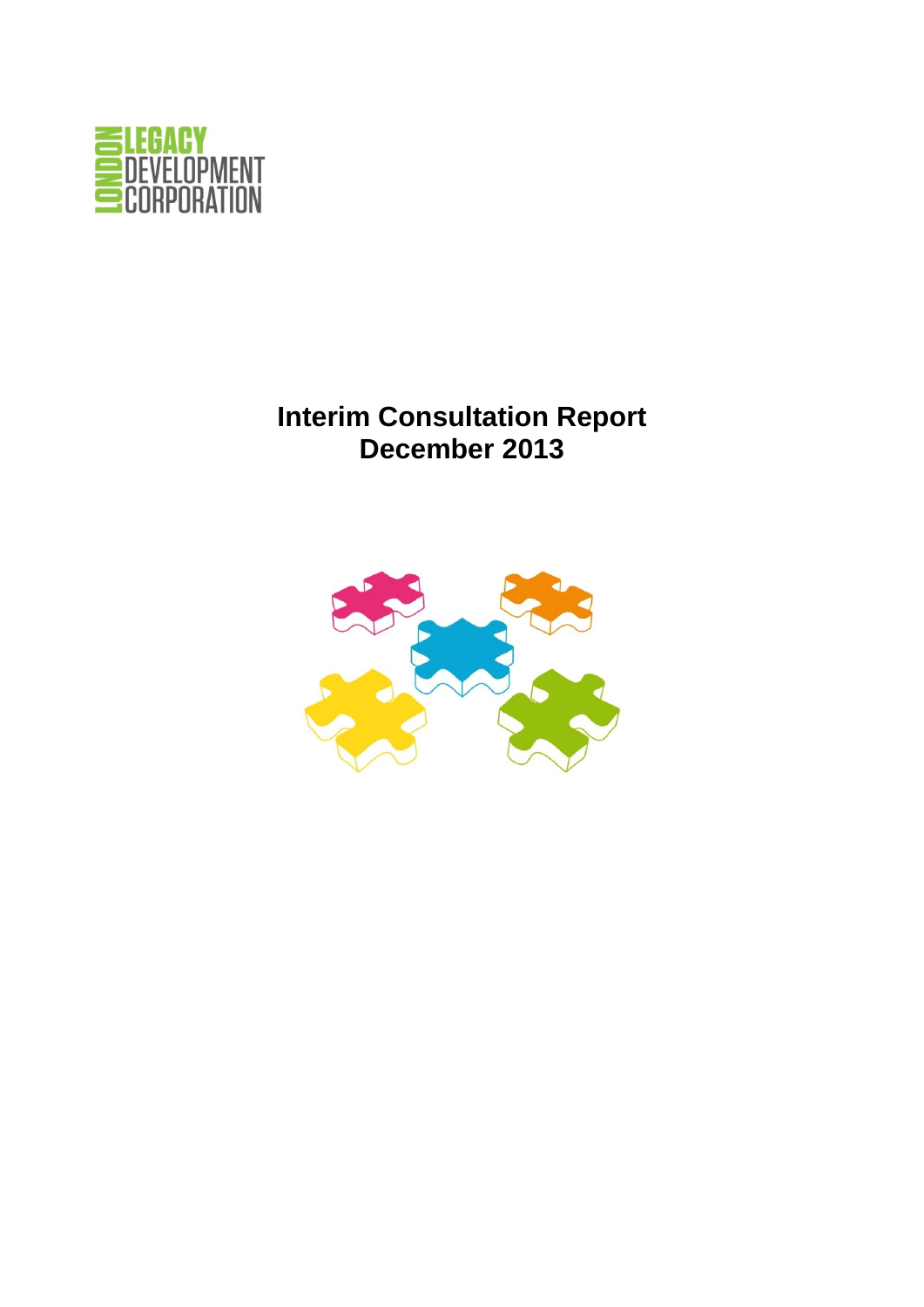LONDON LEGACY DEVELOPMENT CORPORATION

# Interim Consultation Report
# December 2013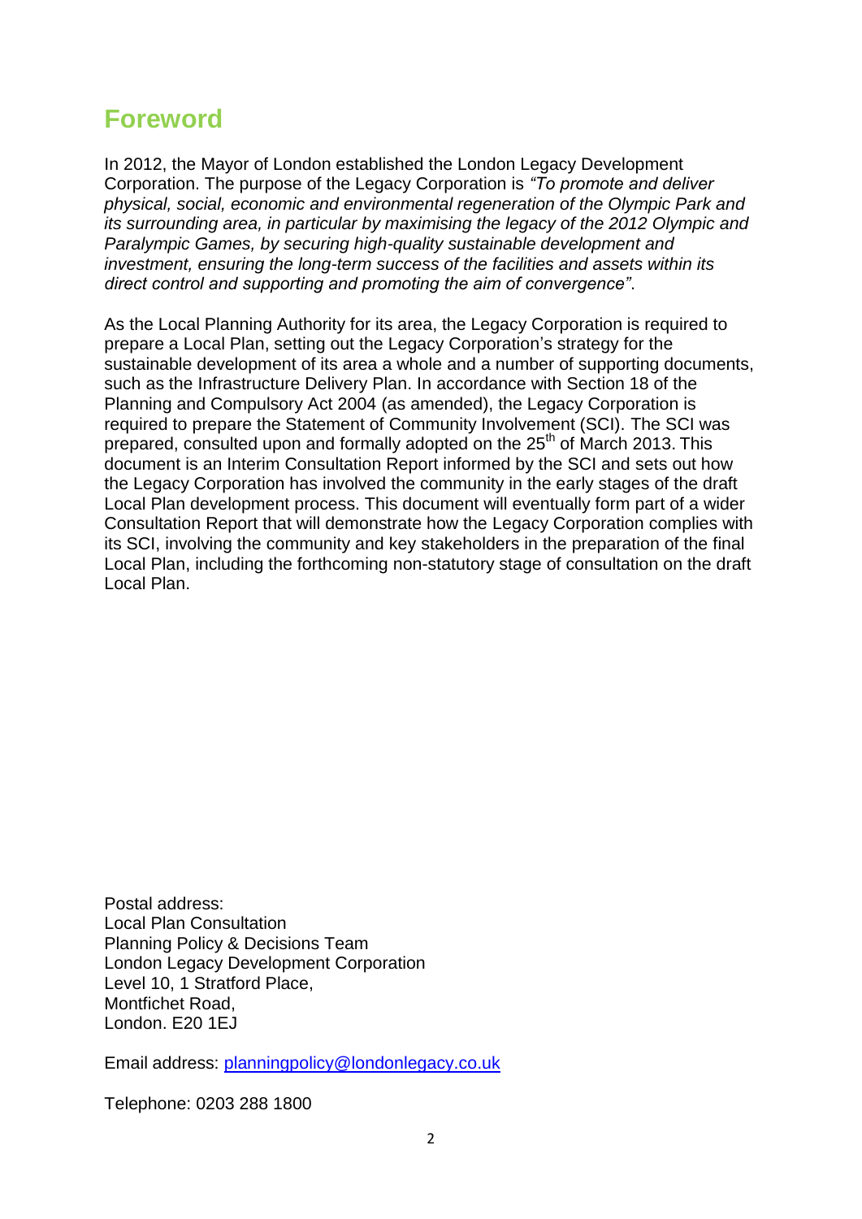# Foreword

In 2012, the Mayor of London established the London Legacy Development Corporation. The purpose of the Legacy Corporation is *"To promote and deliver physical, social, economic and environmental regeneration of the Olympic Park and its surrounding area, in particular by maximising the legacy of the 2012 Olympic and Paralympic Games, by securing high-quality sustainable development and investment, ensuring the long-term success of the facilities and assets within its direct control and supporting and promoting the aim of convergence"*.

As the Local Planning Authority for its area, the Legacy Corporation is required to prepare a Local Plan, setting out the Legacy Corporation's strategy for the sustainable development of its area a whole and a number of supporting documents, such as the Infrastructure Delivery Plan. In accordance with Section 18 of the Planning and Compulsory Act 2004 (as amended), the Legacy Corporation is required to prepare the Statement of Community Involvement (SCI). The SCI was prepared, consulted upon and formally adopted on the 25th of March 2013. This document is an Interim Consultation Report informed by the SCI and sets out how the Legacy Corporation has involved the community in the early stages of the draft Local Plan development process. This document will eventually form part of a wider Consultation Report that will demonstrate how the Legacy Corporation complies with its SCI, involving the community and key stakeholders in the preparation of the final Local Plan, including the forthcoming non-statutory stage of consultation on the draft Local Plan.

Postal address:
Local Plan Consultation
Planning Policy & Decisions Team
London Legacy Development Corporation
Level 10, 1 Stratford Place,
Montfichet Road,
London. E20 1EJ

Email address: planningpolicy@londonlegacy.co.uk

Telephone: 0203 288 1800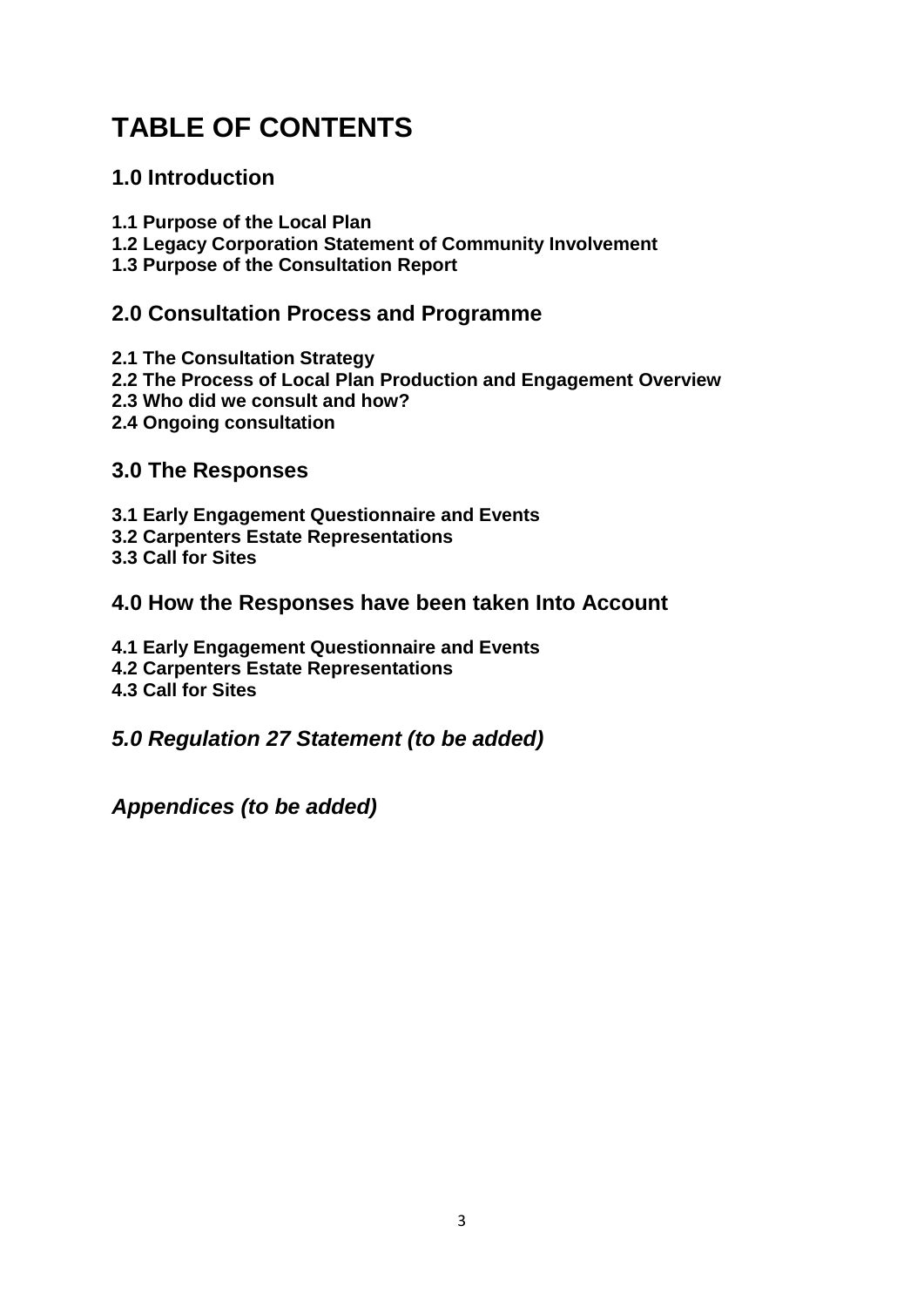# TABLE OF CONTENTS

## 1.0 Introduction

**1.1 Purpose of the Local Plan**
**1.2 Legacy Corporation Statement of Community Involvement**
**1.3 Purpose of the Consultation Report**

## 2.0 Consultation Process and Programme

**2.1 The Consultation Strategy**
**2.2 The Process of Local Plan Production and Engagement Overview**
**2.3 Who did we consult and how?**
**2.4 Ongoing consultation**

## 3.0 The Responses

**3.1 Early Engagement Questionnaire and Events**
**3.2 Carpenters Estate Representations**
**3.3 Call for Sites**

## 4.0 How the Responses have been taken Into Account

**4.1 Early Engagement Questionnaire and Events**
**4.2 Carpenters Estate Representations**
**4.3 Call for Sites**

## *5.0 Regulation 27 Statement (to be added)*

## *Appendices (to be added)*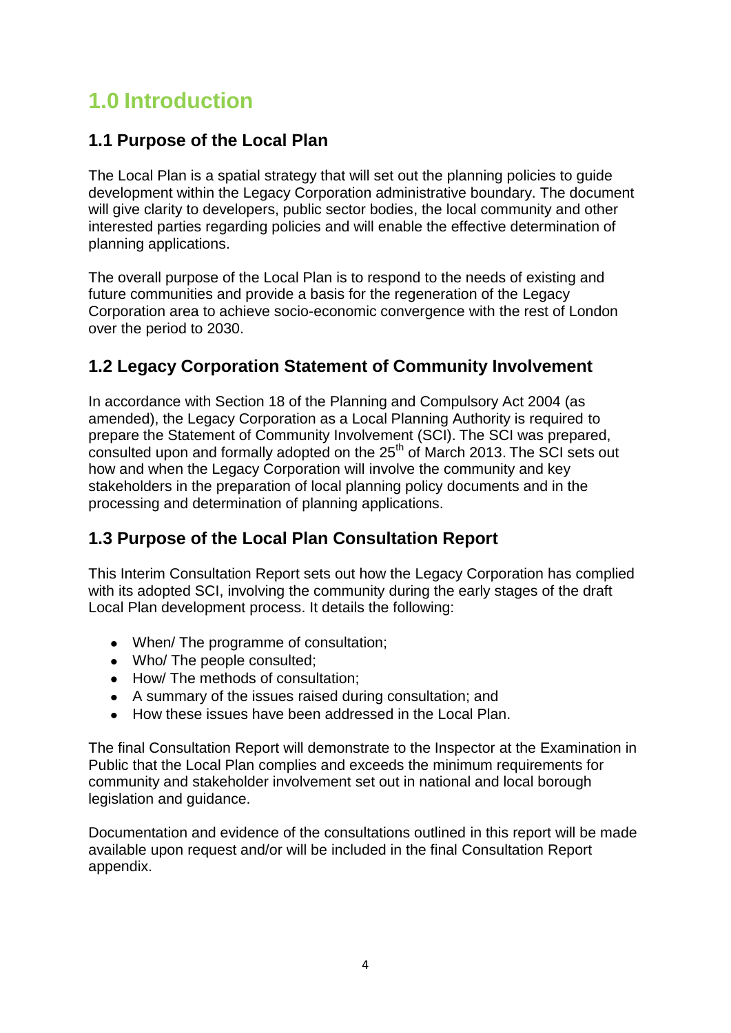# 1.0 Introduction

## 1.1 Purpose of the Local Plan

The Local Plan is a spatial strategy that will set out the planning policies to guide development within the Legacy Corporation administrative boundary. The document will give clarity to developers, public sector bodies, the local community and other interested parties regarding policies and will enable the effective determination of planning applications.

The overall purpose of the Local Plan is to respond to the needs of existing and future communities and provide a basis for the regeneration of the Legacy Corporation area to achieve socio-economic convergence with the rest of London over the period to 2030.

## 1.2 Legacy Corporation Statement of Community Involvement

In accordance with Section 18 of the Planning and Compulsory Act 2004 (as amended), the Legacy Corporation as a Local Planning Authority is required to prepare the Statement of Community Involvement (SCI). The SCI was prepared, consulted upon and formally adopted on the 25th of March 2013. The SCI sets out how and when the Legacy Corporation will involve the community and key stakeholders in the preparation of local planning policy documents and in the processing and determination of planning applications.

## 1.3 Purpose of the Local Plan Consultation Report

This Interim Consultation Report sets out how the Legacy Corporation has complied with its adopted SCI, involving the community during the early stages of the draft Local Plan development process. It details the following:

- When/ The programme of consultation;
- Who/ The people consulted;
- How/ The methods of consultation;
- A summary of the issues raised during consultation; and
- How these issues have been addressed in the Local Plan.

The final Consultation Report will demonstrate to the Inspector at the Examination in Public that the Local Plan complies and exceeds the minimum requirements for community and stakeholder involvement set out in national and local borough legislation and guidance.

Documentation and evidence of the consultations outlined in this report will be made available upon request and/or will be included in the final Consultation Report appendix.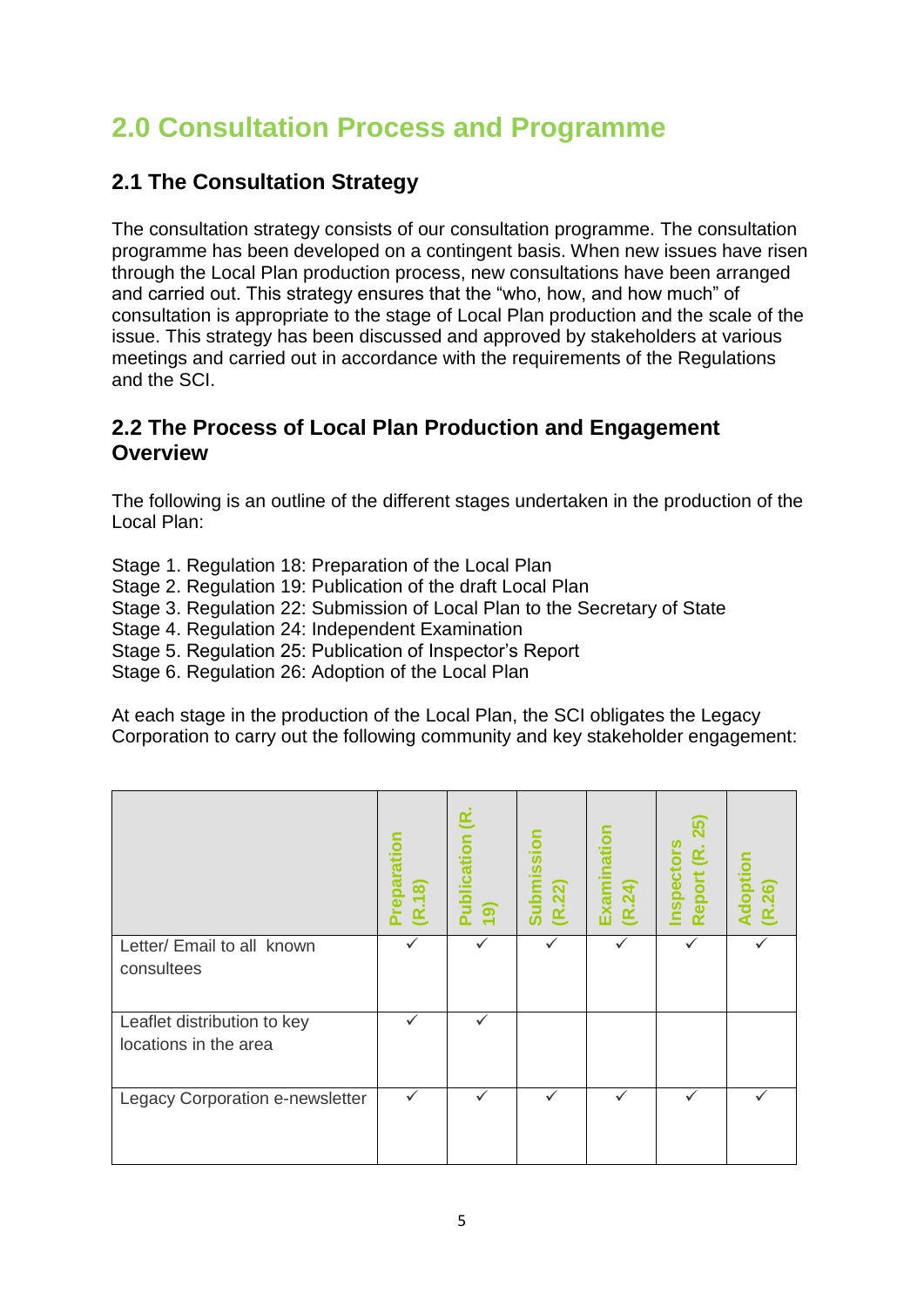# 2.0 Consultation Process and Programme

## 2.1 The Consultation Strategy

The consultation strategy consists of our consultation programme. The consultation programme has been developed on a contingent basis. When new issues have risen through the Local Plan production process, new consultations have been arranged and carried out. This strategy ensures that the "who, how, and how much" of consultation is appropriate to the stage of Local Plan production and the scale of the issue. This strategy has been discussed and approved by stakeholders at various meetings and carried out in accordance with the requirements of the Regulations and the SCI.

## 2.2 The Process of Local Plan Production and Engagement Overview

The following is an outline of the different stages undertaken in the production of the Local Plan:

Stage 1. Regulation 18: Preparation of the Local Plan
Stage 2. Regulation 19: Publication of the draft Local Plan
Stage 3. Regulation 22: Submission of Local Plan to the Secretary of State
Stage 4. Regulation 24: Independent Examination
Stage 5. Regulation 25: Publication of Inspector's Report
Stage 6. Regulation 26: Adoption of the Local Plan

At each stage in the production of the Local Plan, the SCI obligates the Legacy Corporation to carry out the following community and key stakeholder engagement:

| | Preparation (R.18) | Publication (R. 19) | Submission (R.22) | Examination (R.24) | Inspectors Report (R. 25) | Adoption (R.26) |
|---|---|---|---|---|---|---|
| Letter/ Email to all known consultees | ✓ | ✓ | ✓ | ✓ | ✓ | ✓ |
| Leaflet distribution to key locations in the area | ✓ | ✓ | | | | |
| Legacy Corporation e-newsletter | ✓ | ✓ | ✓ | ✓ | ✓ | ✓ |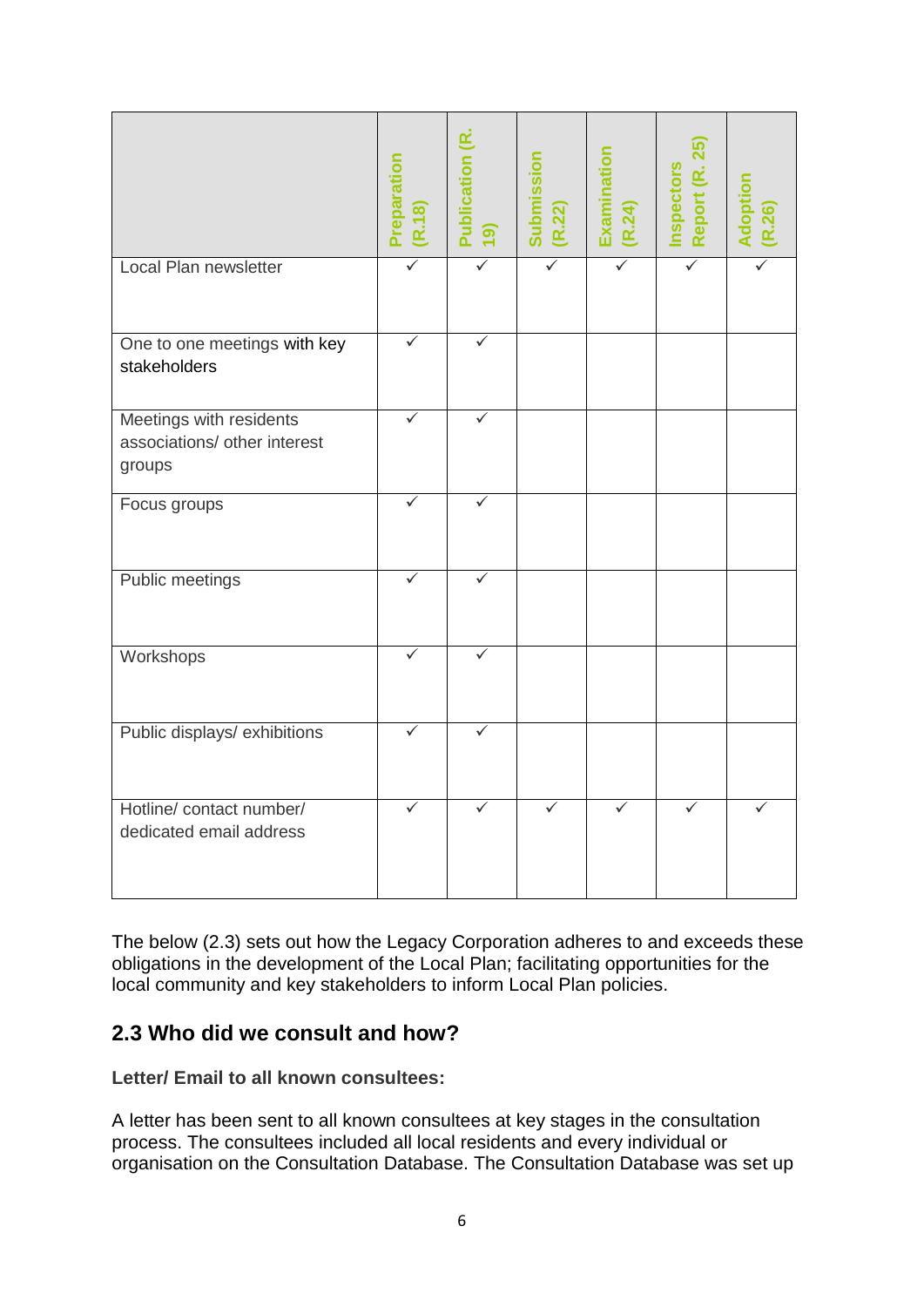| | Preparation (R.18) | Publication (R. 19) | Submission (R.22) | Examination (R.24) | Inspectors Report (R. 25) | Adoption (R.26) |
|---|---|---|---|---|---|---|
| Local Plan newsletter | ✓ | ✓ | ✓ | ✓ | ✓ | ✓ |
| One to one meetings with key stakeholders | ✓ | ✓ | | | | |
| Meetings with residents associations/ other interest groups | ✓ | ✓ | | | | |
| Focus groups | ✓ | ✓ | | | | |
| Public meetings | ✓ | ✓ | | | | |
| Workshops | ✓ | ✓ | | | | |
| Public displays/ exhibitions | ✓ | ✓ | | | | |
| Hotline/ contact number/ dedicated email address | ✓ | ✓ | ✓ | ✓ | ✓ | ✓ |

The below (2.3) sets out how the Legacy Corporation adheres to and exceeds these obligations in the development of the Local Plan; facilitating opportunities for the local community and key stakeholders to inform Local Plan policies.

## 2.3 Who did we consult and how?

**Letter/ Email to all known consultees:**

A letter has been sent to all known consultees at key stages in the consultation process. The consultees included all local residents and every individual or organisation on the Consultation Database. The Consultation Database was set up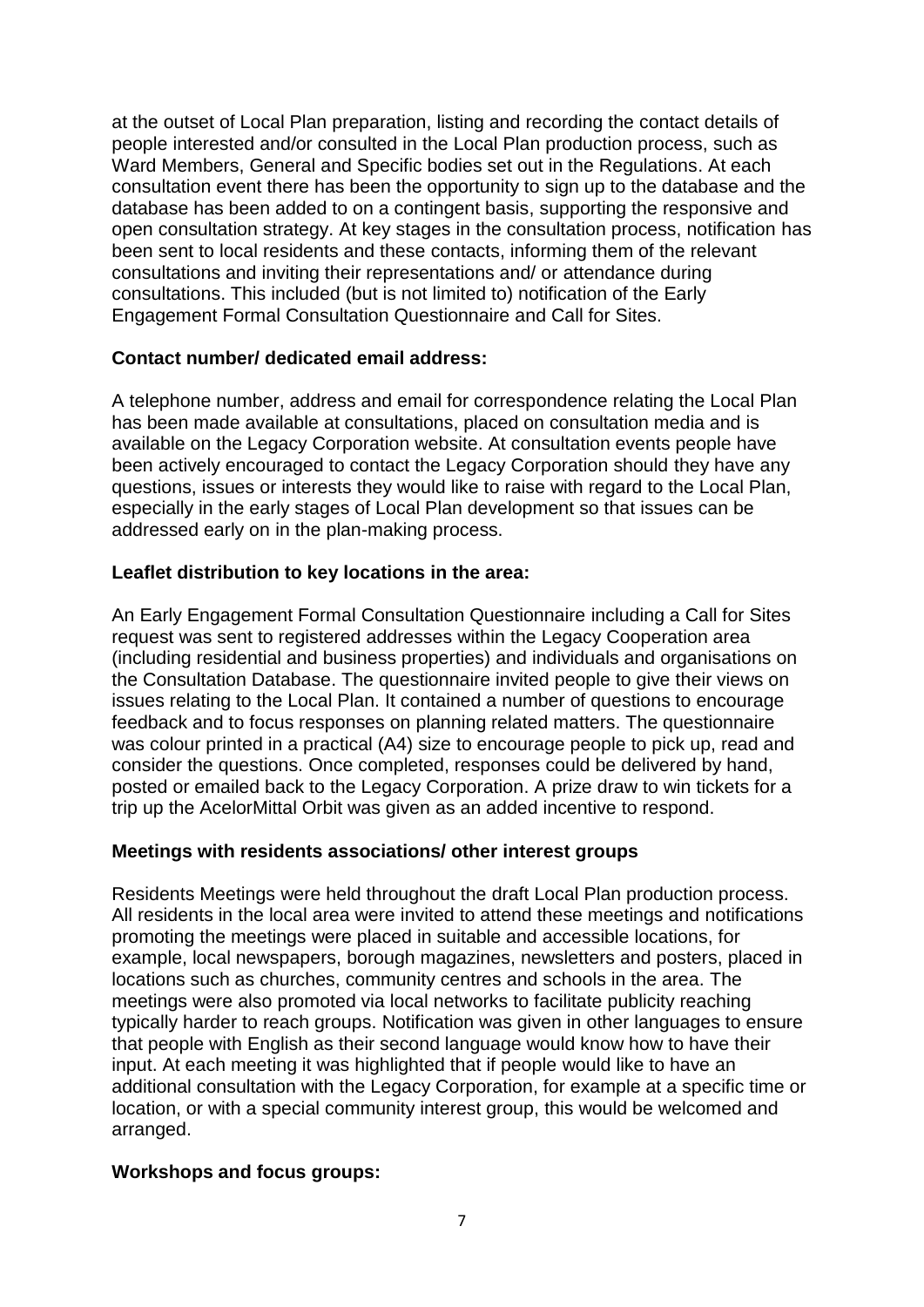at the outset of Local Plan preparation, listing and recording the contact details of people interested and/or consulted in the Local Plan production process, such as Ward Members, General and Specific bodies set out in the Regulations. At each consultation event there has been the opportunity to sign up to the database and the database has been added to on a contingent basis, supporting the responsive and open consultation strategy. At key stages in the consultation process, notification has been sent to local residents and these contacts, informing them of the relevant consultations and inviting their representations and/ or attendance during consultations. This included (but is not limited to) notification of the Early Engagement Formal Consultation Questionnaire and Call for Sites.

**Contact number/ dedicated email address:**

A telephone number, address and email for correspondence relating the Local Plan has been made available at consultations, placed on consultation media and is available on the Legacy Corporation website. At consultation events people have been actively encouraged to contact the Legacy Corporation should they have any questions, issues or interests they would like to raise with regard to the Local Plan, especially in the early stages of Local Plan development so that issues can be addressed early on in the plan-making process.

**Leaflet distribution to key locations in the area:**

An Early Engagement Formal Consultation Questionnaire including a Call for Sites request was sent to registered addresses within the Legacy Cooperation area (including residential and business properties) and individuals and organisations on the Consultation Database. The questionnaire invited people to give their views on issues relating to the Local Plan. It contained a number of questions to encourage feedback and to focus responses on planning related matters. The questionnaire was colour printed in a practical (A4) size to encourage people to pick up, read and consider the questions. Once completed, responses could be delivered by hand, posted or emailed back to the Legacy Corporation. A prize draw to win tickets for a trip up the AcelorMittal Orbit was given as an added incentive to respond.

**Meetings with residents associations/ other interest groups**

Residents Meetings were held throughout the draft Local Plan production process. All residents in the local area were invited to attend these meetings and notifications promoting the meetings were placed in suitable and accessible locations, for example, local newspapers, borough magazines, newsletters and posters, placed in locations such as churches, community centres and schools in the area. The meetings were also promoted via local networks to facilitate publicity reaching typically harder to reach groups. Notification was given in other languages to ensure that people with English as their second language would know how to have their input. At each meeting it was highlighted that if people would like to have an additional consultation with the Legacy Corporation, for example at a specific time or location, or with a special community interest group, this would be welcomed and arranged.

**Workshops and focus groups:**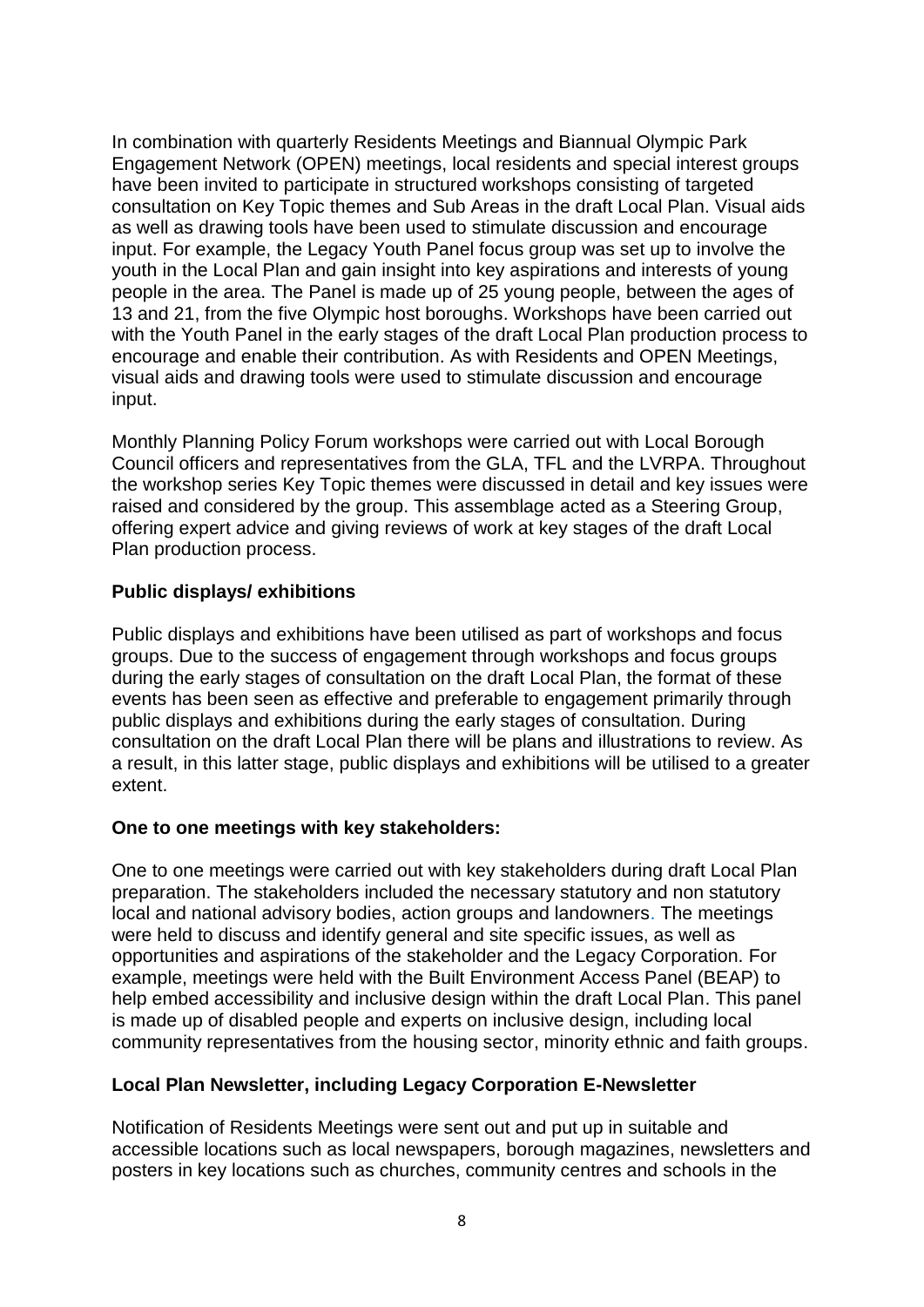In combination with quarterly Residents Meetings and Biannual Olympic Park Engagement Network (OPEN) meetings, local residents and special interest groups have been invited to participate in structured workshops consisting of targeted consultation on Key Topic themes and Sub Areas in the draft Local Plan. Visual aids as well as drawing tools have been used to stimulate discussion and encourage input. For example, the Legacy Youth Panel focus group was set up to involve the youth in the Local Plan and gain insight into key aspirations and interests of young people in the area. The Panel is made up of 25 young people, between the ages of 13 and 21, from the five Olympic host boroughs. Workshops have been carried out with the Youth Panel in the early stages of the draft Local Plan production process to encourage and enable their contribution. As with Residents and OPEN Meetings, visual aids and drawing tools were used to stimulate discussion and encourage input.

Monthly Planning Policy Forum workshops were carried out with Local Borough Council officers and representatives from the GLA, TFL and the LVRPA. Throughout the workshop series Key Topic themes were discussed in detail and key issues were raised and considered by the group. This assemblage acted as a Steering Group, offering expert advice and giving reviews of work at key stages of the draft Local Plan production process.

**Public displays/ exhibitions**

Public displays and exhibitions have been utilised as part of workshops and focus groups. Due to the success of engagement through workshops and focus groups during the early stages of consultation on the draft Local Plan, the format of these events has been seen as effective and preferable to engagement primarily through public displays and exhibitions during the early stages of consultation. During consultation on the draft Local Plan there will be plans and illustrations to review. As a result, in this latter stage, public displays and exhibitions will be utilised to a greater extent.

**One to one meetings with key stakeholders:**

One to one meetings were carried out with key stakeholders during draft Local Plan preparation. The stakeholders included the necessary statutory and non statutory local and national advisory bodies, action groups and landowners. The meetings were held to discuss and identify general and site specific issues, as well as opportunities and aspirations of the stakeholder and the Legacy Corporation. For example, meetings were held with the Built Environment Access Panel (BEAP) to help embed accessibility and inclusive design within the draft Local Plan. This panel is made up of disabled people and experts on inclusive design, including local community representatives from the housing sector, minority ethnic and faith groups.

**Local Plan Newsletter, including Legacy Corporation E-Newsletter**

Notification of Residents Meetings were sent out and put up in suitable and accessible locations such as local newspapers, borough magazines, newsletters and posters in key locations such as churches, community centres and schools in the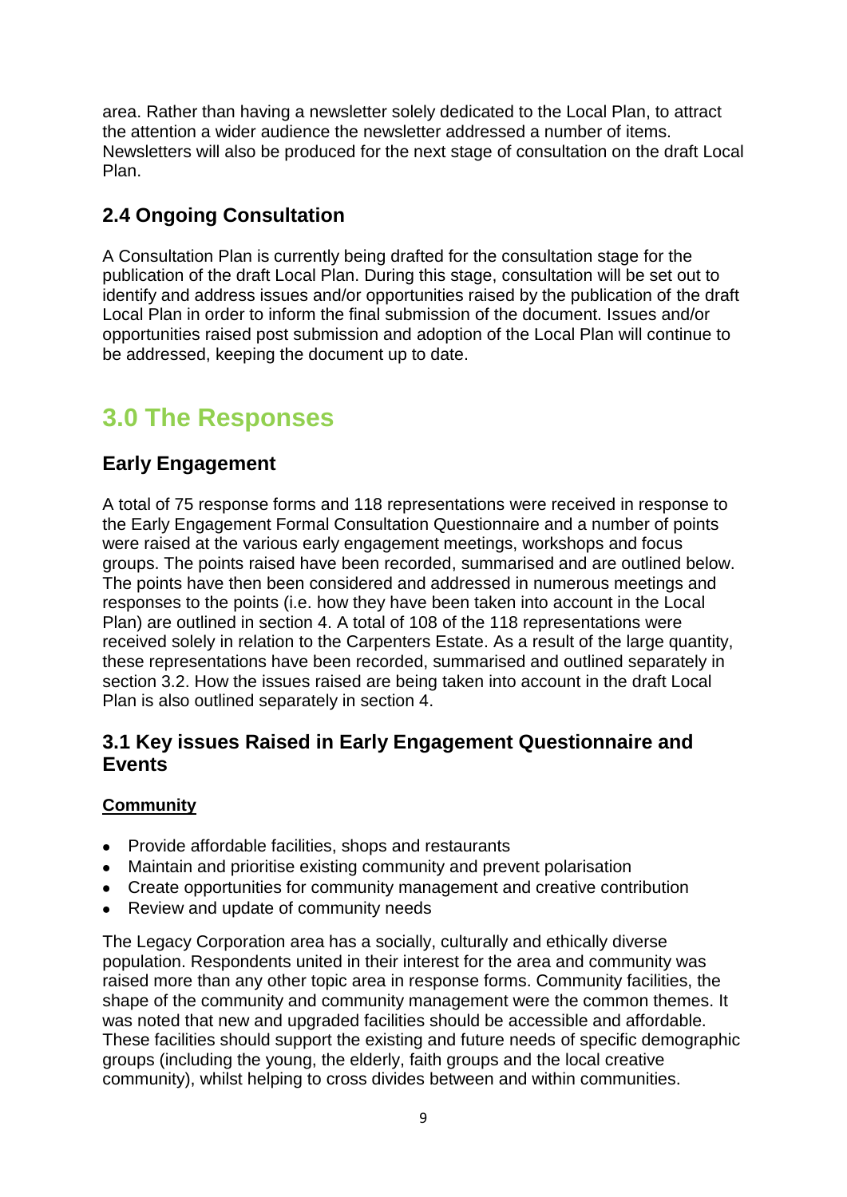area. Rather than having a newsletter solely dedicated to the Local Plan, to attract the attention a wider audience the newsletter addressed a number of items. Newsletters will also be produced for the next stage of consultation on the draft Local Plan.

### 2.4 Ongoing Consultation

A Consultation Plan is currently being drafted for the consultation stage for the publication of the draft Local Plan. During this stage, consultation will be set out to identify and address issues and/or opportunities raised by the publication of the draft Local Plan in order to inform the final submission of the document. Issues and/or opportunities raised post submission and adoption of the Local Plan will continue to be addressed, keeping the document up to date.

## 3.0 The Responses

### Early Engagement

A total of 75 response forms and 118 representations were received in response to the Early Engagement Formal Consultation Questionnaire and a number of points were raised at the various early engagement meetings, workshops and focus groups. The points raised have been recorded, summarised and are outlined below. The points have then been considered and addressed in numerous meetings and responses to the points (i.e. how they have been taken into account in the Local Plan) are outlined in section 4. A total of 108 of the 118 representations were received solely in relation to the Carpenters Estate. As a result of the large quantity, these representations have been recorded, summarised and outlined separately in section 3.2. How the issues raised are being taken into account in the draft Local Plan is also outlined separately in section 4.

### 3.1 Key issues Raised in Early Engagement Questionnaire and Events

**Community**

- Provide affordable facilities, shops and restaurants
- Maintain and prioritise existing community and prevent polarisation
- Create opportunities for community management and creative contribution
- Review and update of community needs

The Legacy Corporation area has a socially, culturally and ethically diverse population. Respondents united in their interest for the area and community was raised more than any other topic area in response forms. Community facilities, the shape of the community and community management were the common themes. It was noted that new and upgraded facilities should be accessible and affordable. These facilities should support the existing and future needs of specific demographic groups (including the young, the elderly, faith groups and the local creative community), whilst helping to cross divides between and within communities.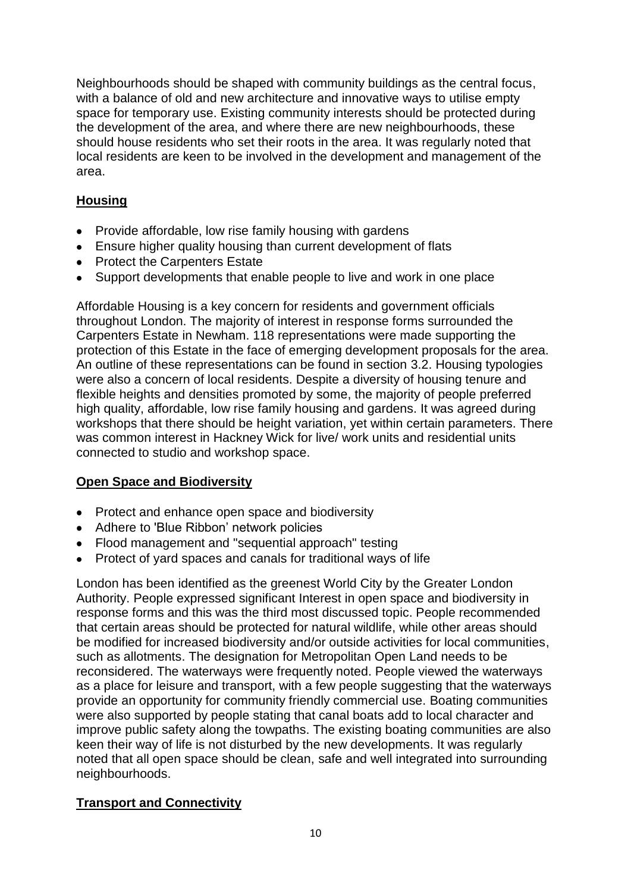Neighbourhoods should be shaped with community buildings as the central focus, with a balance of old and new architecture and innovative ways to utilise empty space for temporary use. Existing community interests should be protected during the development of the area, and where there are new neighbourhoods, these should house residents who set their roots in the area. It was regularly noted that local residents are keen to be involved in the development and management of the area.

## Housing

- Provide affordable, low rise family housing with gardens
- Ensure higher quality housing than current development of flats
- Protect the Carpenters Estate
- Support developments that enable people to live and work in one place

Affordable Housing is a key concern for residents and government officials throughout London. The majority of interest in response forms surrounded the Carpenters Estate in Newham. 118 representations were made supporting the protection of this Estate in the face of emerging development proposals for the area. An outline of these representations can be found in section 3.2. Housing typologies were also a concern of local residents. Despite a diversity of housing tenure and flexible heights and densities promoted by some, the majority of people preferred high quality, affordable, low rise family housing and gardens. It was agreed during workshops that there should be height variation, yet within certain parameters. There was common interest in Hackney Wick for live/ work units and residential units connected to studio and workshop space.

## Open Space and Biodiversity

- Protect and enhance open space and biodiversity
- Adhere to 'Blue Ribbon' network policies
- Flood management and "sequential approach" testing
- Protect of yard spaces and canals for traditional ways of life

London has been identified as the greenest World City by the Greater London Authority. People expressed significant Interest in open space and biodiversity in response forms and this was the third most discussed topic. People recommended that certain areas should be protected for natural wildlife, while other areas should be modified for increased biodiversity and/or outside activities for local communities, such as allotments. The designation for Metropolitan Open Land needs to be reconsidered. The waterways were frequently noted. People viewed the waterways as a place for leisure and transport, with a few people suggesting that the waterways provide an opportunity for community friendly commercial use. Boating communities were also supported by people stating that canal boats add to local character and improve public safety along the towpaths. The existing boating communities are also keen their way of life is not disturbed by the new developments. It was regularly noted that all open space should be clean, safe and well integrated into surrounding neighbourhoods.

## Transport and Connectivity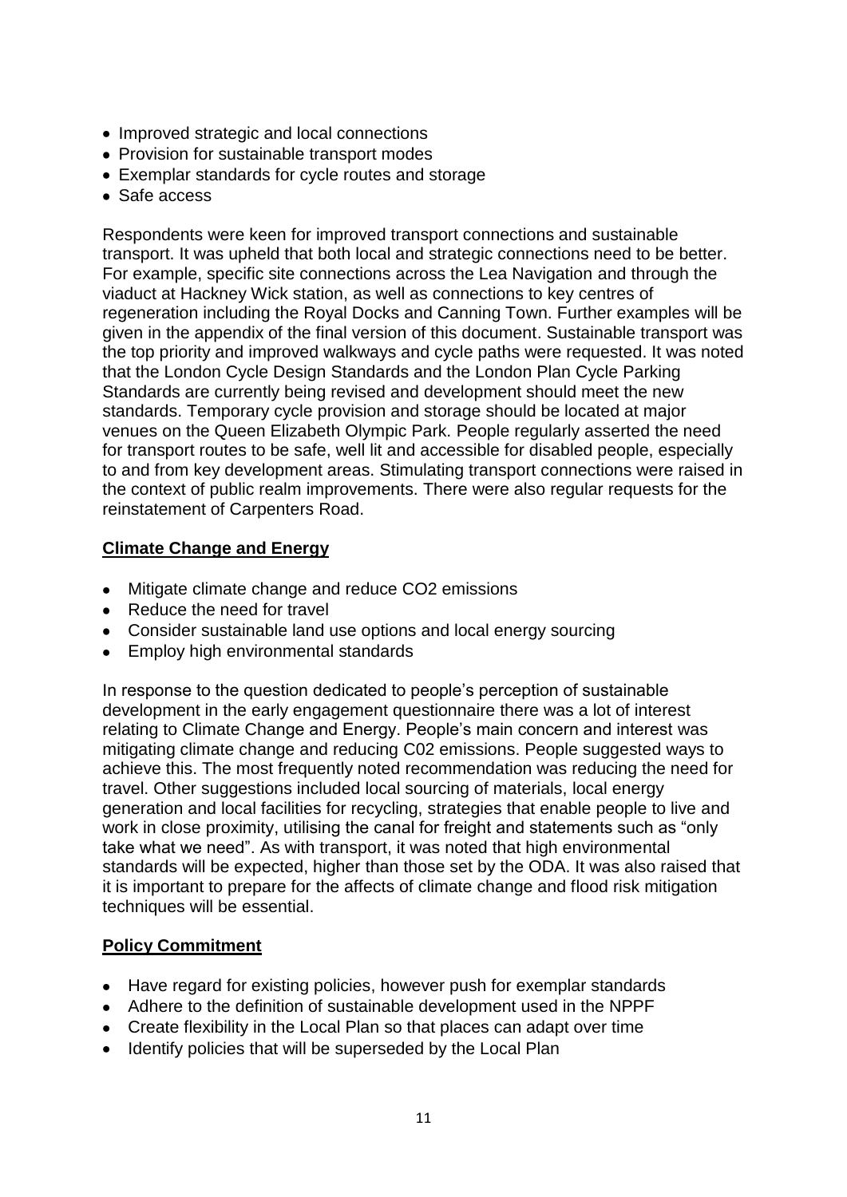- Improved strategic and local connections
- Provision for sustainable transport modes
- Exemplar standards for cycle routes and storage
- Safe access

Respondents were keen for improved transport connections and sustainable transport. It was upheld that both local and strategic connections need to be better. For example, specific site connections across the Lea Navigation and through the viaduct at Hackney Wick station, as well as connections to key centres of regeneration including the Royal Docks and Canning Town. Further examples will be given in the appendix of the final version of this document. Sustainable transport was the top priority and improved walkways and cycle paths were requested. It was noted that the London Cycle Design Standards and the London Plan Cycle Parking Standards are currently being revised and development should meet the new standards. Temporary cycle provision and storage should be located at major venues on the Queen Elizabeth Olympic Park. People regularly asserted the need for transport routes to be safe, well lit and accessible for disabled people, especially to and from key development areas. Stimulating transport connections were raised in the context of public realm improvements. There were also regular requests for the reinstatement of Carpenters Road.

## Climate Change and Energy

- Mitigate climate change and reduce CO2 emissions
- Reduce the need for travel
- Consider sustainable land use options and local energy sourcing
- Employ high environmental standards

In response to the question dedicated to people's perception of sustainable development in the early engagement questionnaire there was a lot of interest relating to Climate Change and Energy. People's main concern and interest was mitigating climate change and reducing C02 emissions. People suggested ways to achieve this. The most frequently noted recommendation was reducing the need for travel. Other suggestions included local sourcing of materials, local energy generation and local facilities for recycling, strategies that enable people to live and work in close proximity, utilising the canal for freight and statements such as "only take what we need". As with transport, it was noted that high environmental standards will be expected, higher than those set by the ODA. It was also raised that it is important to prepare for the affects of climate change and flood risk mitigation techniques will be essential.

## Policy Commitment

- Have regard for existing policies, however push for exemplar standards
- Adhere to the definition of sustainable development used in the NPPF
- Create flexibility in the Local Plan so that places can adapt over time
- Identify policies that will be superseded by the Local Plan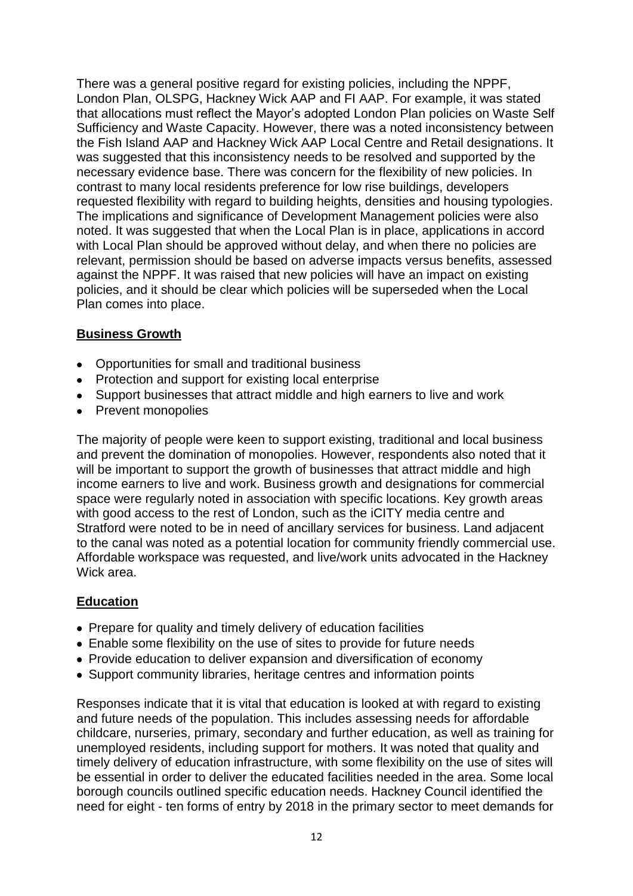There was a general positive regard for existing policies, including the NPPF, London Plan, OLSPG, Hackney Wick AAP and FI AAP. For example, it was stated that allocations must reflect the Mayor's adopted London Plan policies on Waste Self Sufficiency and Waste Capacity. However, there was a noted inconsistency between the Fish Island AAP and Hackney Wick AAP Local Centre and Retail designations. It was suggested that this inconsistency needs to be resolved and supported by the necessary evidence base. There was concern for the flexibility of new policies. In contrast to many local residents preference for low rise buildings, developers requested flexibility with regard to building heights, densities and housing typologies. The implications and significance of Development Management policies were also noted. It was suggested that when the Local Plan is in place, applications in accord with Local Plan should be approved without delay, and when there no policies are relevant, permission should be based on adverse impacts versus benefits, assessed against the NPPF. It was raised that new policies will have an impact on existing policies, and it should be clear which policies will be superseded when the Local Plan comes into place.

**Business Growth**

- Opportunities for small and traditional business
- Protection and support for existing local enterprise
- Support businesses that attract middle and high earners to live and work
- Prevent monopolies

The majority of people were keen to support existing, traditional and local business and prevent the domination of monopolies. However, respondents also noted that it will be important to support the growth of businesses that attract middle and high income earners to live and work. Business growth and designations for commercial space were regularly noted in association with specific locations. Key growth areas with good access to the rest of London, such as the iCITY media centre and Stratford were noted to be in need of ancillary services for business. Land adjacent to the canal was noted as a potential location for community friendly commercial use. Affordable workspace was requested, and live/work units advocated in the Hackney Wick area.

**Education**

- Prepare for quality and timely delivery of education facilities
- Enable some flexibility on the use of sites to provide for future needs
- Provide education to deliver expansion and diversification of economy
- Support community libraries, heritage centres and information points

Responses indicate that it is vital that education is looked at with regard to existing and future needs of the population. This includes assessing needs for affordable childcare, nurseries, primary, secondary and further education, as well as training for unemployed residents, including support for mothers. It was noted that quality and timely delivery of education infrastructure, with some flexibility on the use of sites will be essential in order to deliver the educated facilities needed in the area. Some local borough councils outlined specific education needs. Hackney Council identified the need for eight - ten forms of entry by 2018 in the primary sector to meet demands for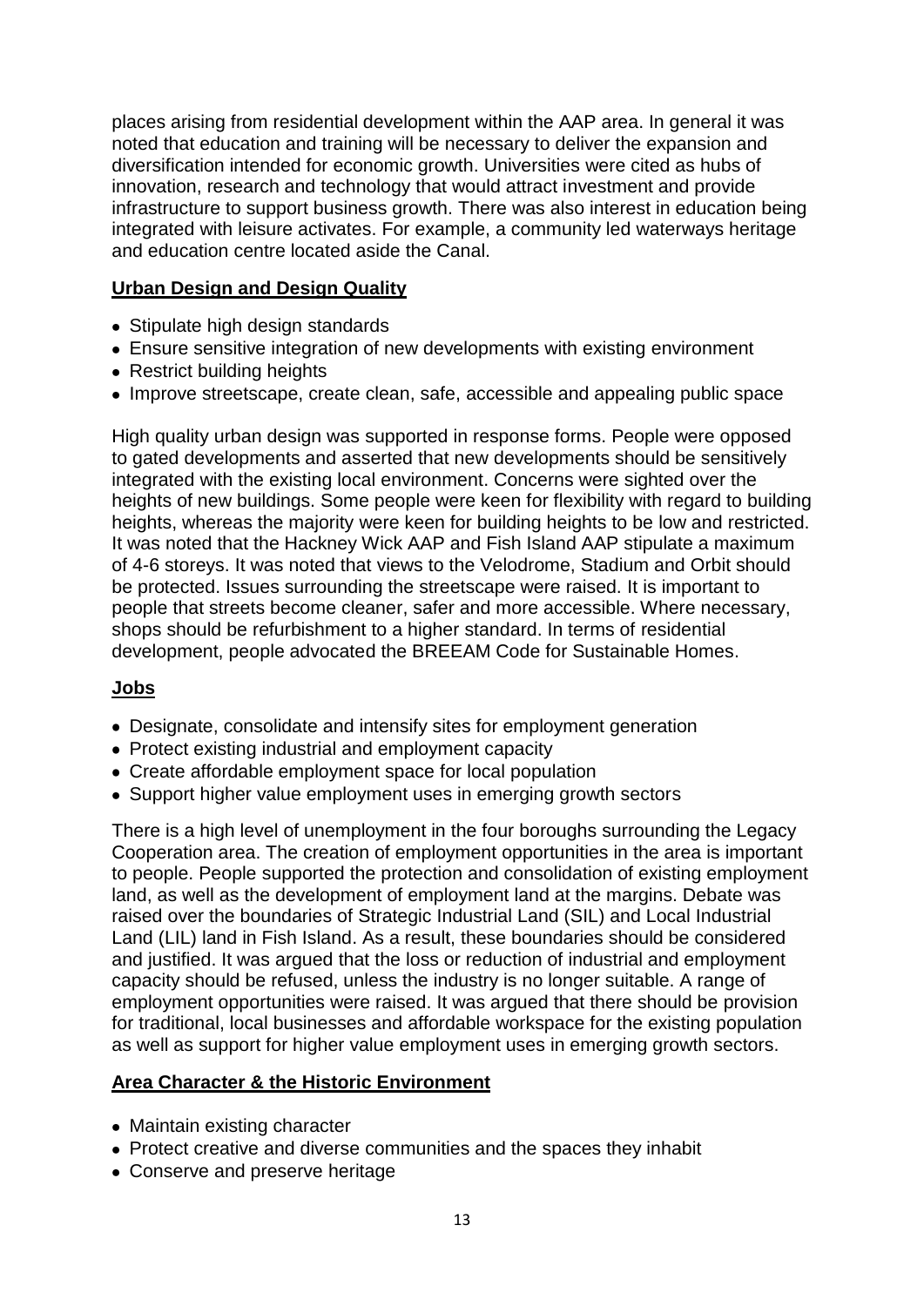places arising from residential development within the AAP area. In general it was noted that education and training will be necessary to deliver the expansion and diversification intended for economic growth. Universities were cited as hubs of innovation, research and technology that would attract investment and provide infrastructure to support business growth. There was also interest in education being integrated with leisure activates. For example, a community led waterways heritage and education centre located aside the Canal.

**Urban Design and Design Quality**

- Stipulate high design standards
- Ensure sensitive integration of new developments with existing environment
- Restrict building heights
- Improve streetscape, create clean, safe, accessible and appealing public space

High quality urban design was supported in response forms. People were opposed to gated developments and asserted that new developments should be sensitively integrated with the existing local environment. Concerns were sighted over the heights of new buildings. Some people were keen for flexibility with regard to building heights, whereas the majority were keen for building heights to be low and restricted. It was noted that the Hackney Wick AAP and Fish Island AAP stipulate a maximum of 4-6 storeys. It was noted that views to the Velodrome, Stadium and Orbit should be protected. Issues surrounding the streetscape were raised. It is important to people that streets become cleaner, safer and more accessible. Where necessary, shops should be refurbishment to a higher standard. In terms of residential development, people advocated the BREEAM Code for Sustainable Homes.

**Jobs**

- Designate, consolidate and intensify sites for employment generation
- Protect existing industrial and employment capacity
- Create affordable employment space for local population
- Support higher value employment uses in emerging growth sectors

There is a high level of unemployment in the four boroughs surrounding the Legacy Cooperation area. The creation of employment opportunities in the area is important to people. People supported the protection and consolidation of existing employment land, as well as the development of employment land at the margins. Debate was raised over the boundaries of Strategic Industrial Land (SIL) and Local Industrial Land (LIL) land in Fish Island. As a result, these boundaries should be considered and justified. It was argued that the loss or reduction of industrial and employment capacity should be refused, unless the industry is no longer suitable. A range of employment opportunities were raised. It was argued that there should be provision for traditional, local businesses and affordable workspace for the existing population as well as support for higher value employment uses in emerging growth sectors.

**Area Character & the Historic Environment**

- Maintain existing character
- Protect creative and diverse communities and the spaces they inhabit
- Conserve and preserve heritage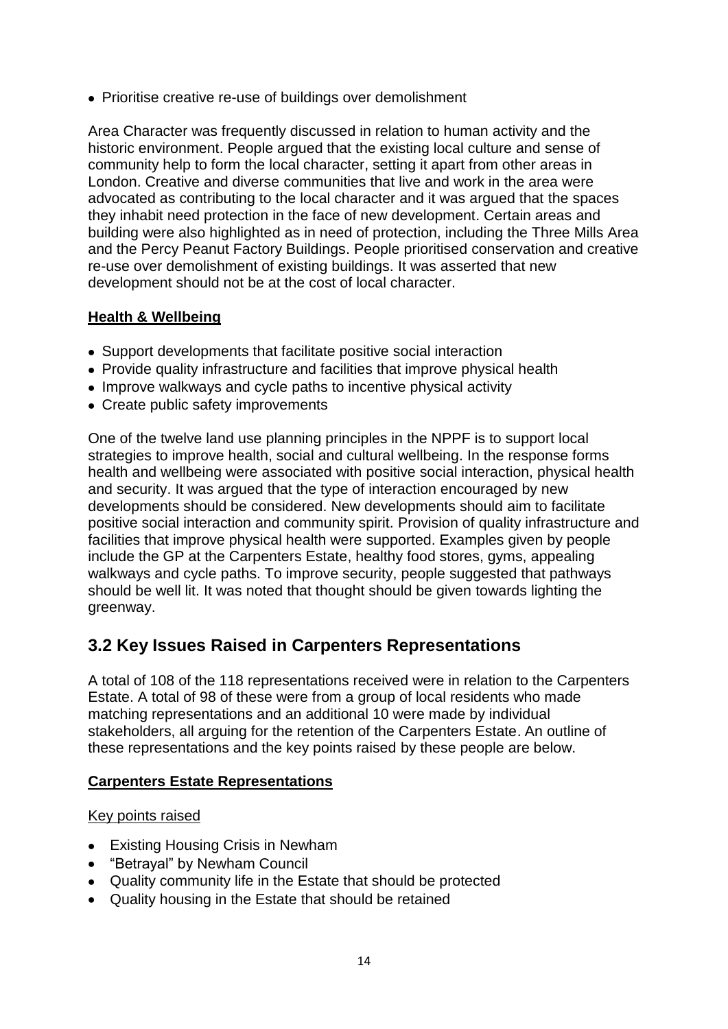- Prioritise creative re-use of buildings over demolishment

Area Character was frequently discussed in relation to human activity and the historic environment. People argued that the existing local culture and sense of community help to form the local character, setting it apart from other areas in London. Creative and diverse communities that live and work in the area were advocated as contributing to the local character and it was argued that the spaces they inhabit need protection in the face of new development. Certain areas and building were also highlighted as in need of protection, including the Three Mills Area and the Percy Peanut Factory Buildings. People prioritised conservation and creative re-use over demolishment of existing buildings. It was asserted that new development should not be at the cost of local character.

**Health & Wellbeing**

- Support developments that facilitate positive social interaction
- Provide quality infrastructure and facilities that improve physical health
- Improve walkways and cycle paths to incentive physical activity
- Create public safety improvements

One of the twelve land use planning principles in the NPPF is to support local strategies to improve health, social and cultural wellbeing. In the response forms health and wellbeing were associated with positive social interaction, physical health and security. It was argued that the type of interaction encouraged by new developments should be considered. New developments should aim to facilitate positive social interaction and community spirit. Provision of quality infrastructure and facilities that improve physical health were supported. Examples given by people include the GP at the Carpenters Estate, healthy food stores, gyms, appealing walkways and cycle paths. To improve security, people suggested that pathways should be well lit. It was noted that thought should be given towards lighting the greenway.

## 3.2 Key Issues Raised in Carpenters Representations

A total of 108 of the 118 representations received were in relation to the Carpenters Estate. A total of 98 of these were from a group of local residents who made matching representations and an additional 10 were made by individual stakeholders, all arguing for the retention of the Carpenters Estate. An outline of these representations and the key points raised by these people are below.

**Carpenters Estate Representations**

Key points raised

- Existing Housing Crisis in Newham
- "Betrayal" by Newham Council
- Quality community life in the Estate that should be protected
- Quality housing in the Estate that should be retained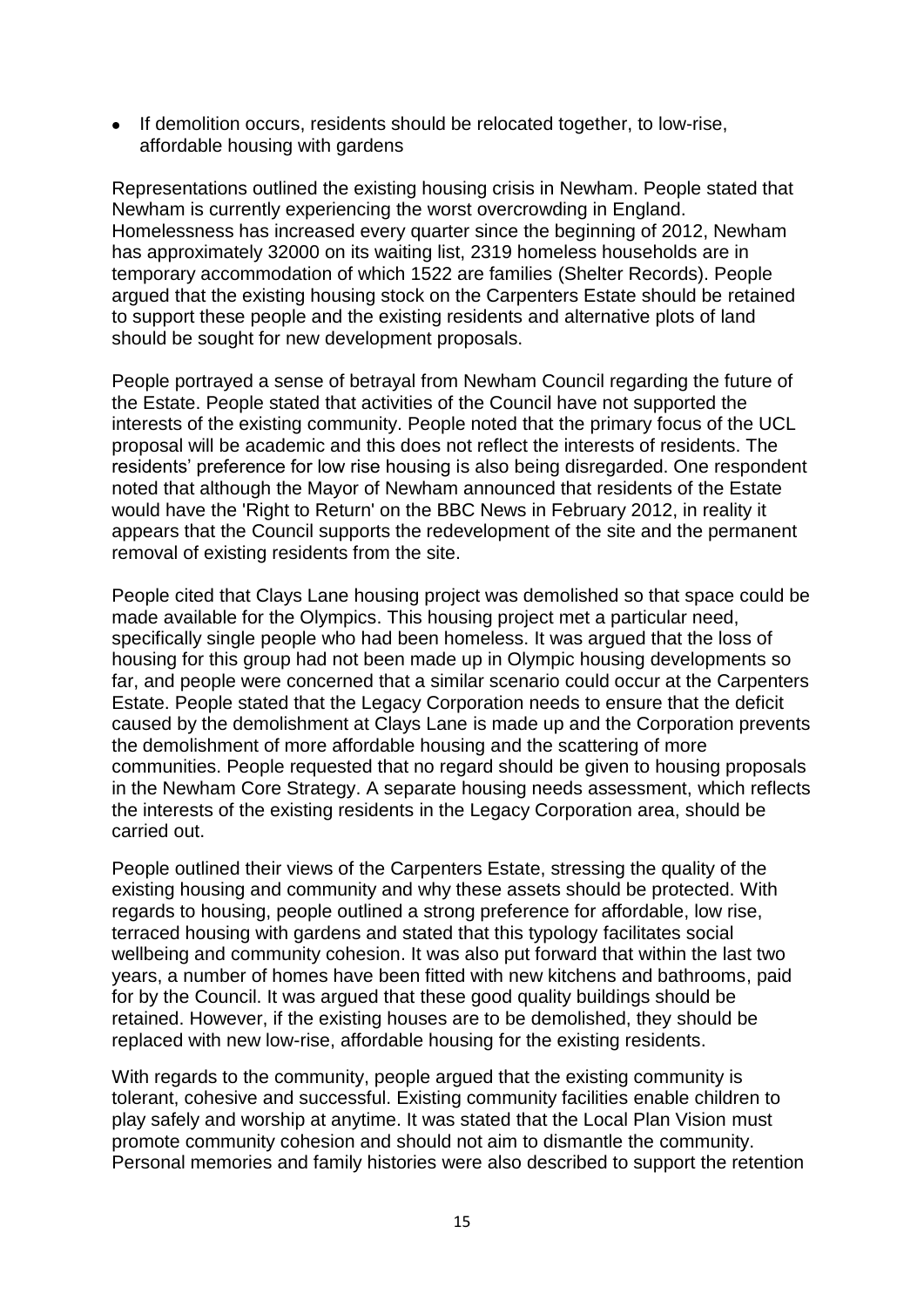- If demolition occurs, residents should be relocated together, to low-rise, affordable housing with gardens

Representations outlined the existing housing crisis in Newham. People stated that Newham is currently experiencing the worst overcrowding in England. Homelessness has increased every quarter since the beginning of 2012, Newham has approximately 32000 on its waiting list, 2319 homeless households are in temporary accommodation of which 1522 are families (Shelter Records). People argued that the existing housing stock on the Carpenters Estate should be retained to support these people and the existing residents and alternative plots of land should be sought for new development proposals.

People portrayed a sense of betrayal from Newham Council regarding the future of the Estate. People stated that activities of the Council have not supported the interests of the existing community. People noted that the primary focus of the UCL proposal will be academic and this does not reflect the interests of residents. The residents' preference for low rise housing is also being disregarded. One respondent noted that although the Mayor of Newham announced that residents of the Estate would have the 'Right to Return' on the BBC News in February 2012, in reality it appears that the Council supports the redevelopment of the site and the permanent removal of existing residents from the site.

People cited that Clays Lane housing project was demolished so that space could be made available for the Olympics. This housing project met a particular need, specifically single people who had been homeless. It was argued that the loss of housing for this group had not been made up in Olympic housing developments so far, and people were concerned that a similar scenario could occur at the Carpenters Estate. People stated that the Legacy Corporation needs to ensure that the deficit caused by the demolishment at Clays Lane is made up and the Corporation prevents the demolishment of more affordable housing and the scattering of more communities. People requested that no regard should be given to housing proposals in the Newham Core Strategy. A separate housing needs assessment, which reflects the interests of the existing residents in the Legacy Corporation area, should be carried out.

People outlined their views of the Carpenters Estate, stressing the quality of the existing housing and community and why these assets should be protected. With regards to housing, people outlined a strong preference for affordable, low rise, terraced housing with gardens and stated that this typology facilitates social wellbeing and community cohesion. It was also put forward that within the last two years, a number of homes have been fitted with new kitchens and bathrooms, paid for by the Council. It was argued that these good quality buildings should be retained. However, if the existing houses are to be demolished, they should be replaced with new low-rise, affordable housing for the existing residents.

With regards to the community, people argued that the existing community is tolerant, cohesive and successful. Existing community facilities enable children to play safely and worship at anytime. It was stated that the Local Plan Vision must promote community cohesion and should not aim to dismantle the community. Personal memories and family histories were also described to support the retention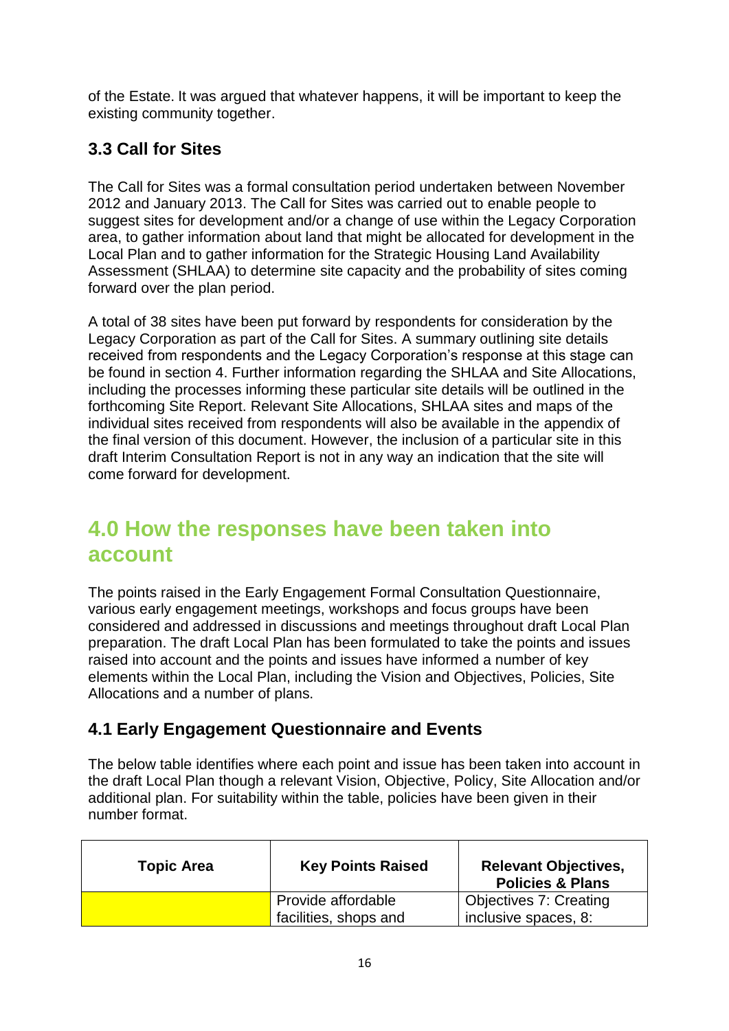of the Estate. It was argued that whatever happens, it will be important to keep the existing community together.

### 3.3 Call for Sites

The Call for Sites was a formal consultation period undertaken between November 2012 and January 2013. The Call for Sites was carried out to enable people to suggest sites for development and/or a change of use within the Legacy Corporation area, to gather information about land that might be allocated for development in the Local Plan and to gather information for the Strategic Housing Land Availability Assessment (SHLAA) to determine site capacity and the probability of sites coming forward over the plan period.

A total of 38 sites have been put forward by respondents for consideration by the Legacy Corporation as part of the Call for Sites. A summary outlining site details received from respondents and the Legacy Corporation's response at this stage can be found in section 4. Further information regarding the SHLAA and Site Allocations, including the processes informing these particular site details will be outlined in the forthcoming Site Report. Relevant Site Allocations, SHLAA sites and maps of the individual sites received from respondents will also be available in the appendix of the final version of this document. However, the inclusion of a particular site in this draft Interim Consultation Report is not in any way an indication that the site will come forward for development.

## 4.0 How the responses have been taken into account

The points raised in the Early Engagement Formal Consultation Questionnaire, various early engagement meetings, workshops and focus groups have been considered and addressed in discussions and meetings throughout draft Local Plan preparation. The draft Local Plan has been formulated to take the points and issues raised into account and the points and issues have informed a number of key elements within the Local Plan, including the Vision and Objectives, Policies, Site Allocations and a number of plans.

### 4.1 Early Engagement Questionnaire and Events

The below table identifies where each point and issue has been taken into account in the draft Local Plan though a relevant Vision, Objective, Policy, Site Allocation and/or additional plan. For suitability within the table, policies have been given in their number format.

| Topic Area | Key Points Raised | Relevant Objectives, Policies & Plans |
|---|---|---|
| | Provide affordable facilities, shops and | Objectives 7: Creating inclusive spaces, 8: |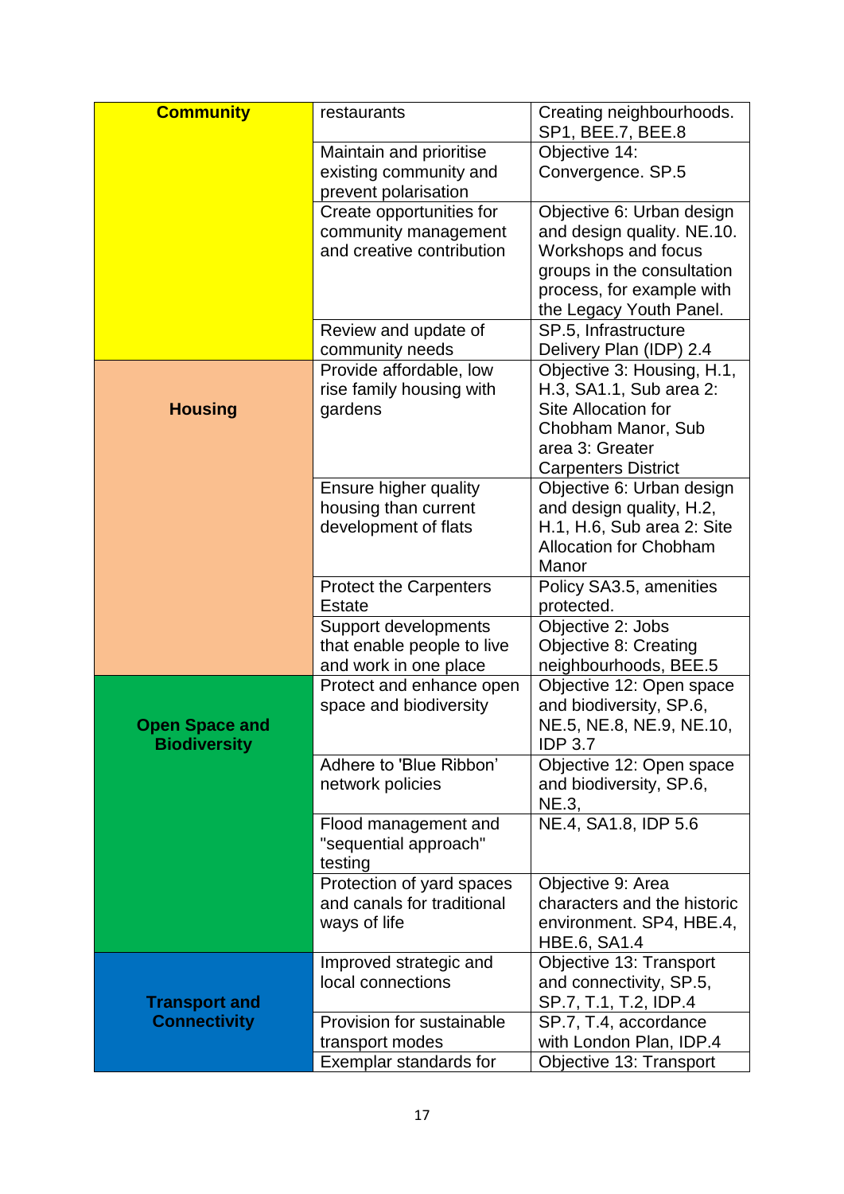| | | |
|---|---|---|
| **Community** | restaurants | Creating neighbourhoods. SP1, BEE.7, BEE.8 |
| | Maintain and prioritise existing community and prevent polarisation | Objective 14: Convergence. SP.5 |
| | Create opportunities for community management and creative contribution | Objective 6: Urban design and design quality. NE.10. Workshops and focus groups in the consultation process, for example with the Legacy Youth Panel. |
| | Review and update of community needs | SP.5, Infrastructure Delivery Plan (IDP) 2.4 |
| **Housing** | Provide affordable, low rise family housing with gardens | Objective 3: Housing, H.1, H.3, SA1.1, Sub area 2: Site Allocation for Chobham Manor, Sub area 3: Greater Carpenters District |
| | Ensure higher quality housing than current development of flats | Objective 6: Urban design and design quality, H.2, H.1, H.6, Sub area 2: Site Allocation for Chobham Manor |
| | Protect the Carpenters Estate | Policy SA3.5, amenities protected. |
| | Support developments that enable people to live and work in one place | Objective 2: Jobs Objective 8: Creating neighbourhoods, BEE.5 |
| **Open Space and Biodiversity** | Protect and enhance open space and biodiversity | Objective 12: Open space and biodiversity, SP.6, NE.5, NE.8, NE.9, NE.10, IDP 3.7 |
| | Adhere to 'Blue Ribbon' network policies | Objective 12: Open space and biodiversity, SP.6, NE.3, |
| | Flood management and "sequential approach" testing | NE.4, SA1.8, IDP 5.6 |
| | Protection of yard spaces and canals for traditional ways of life | Objective 9: Area characters and the historic environment. SP4, HBE.4, HBE.6, SA1.4 |
| **Transport and Connectivity** | Improved strategic and local connections | Objective 13: Transport and connectivity, SP.5, SP.7, T.1, T.2, IDP.4 |
| | Provision for sustainable transport modes | SP.7, T.4, accordance with London Plan, IDP.4 |
| | Exemplar standards for | Objective 13: Transport |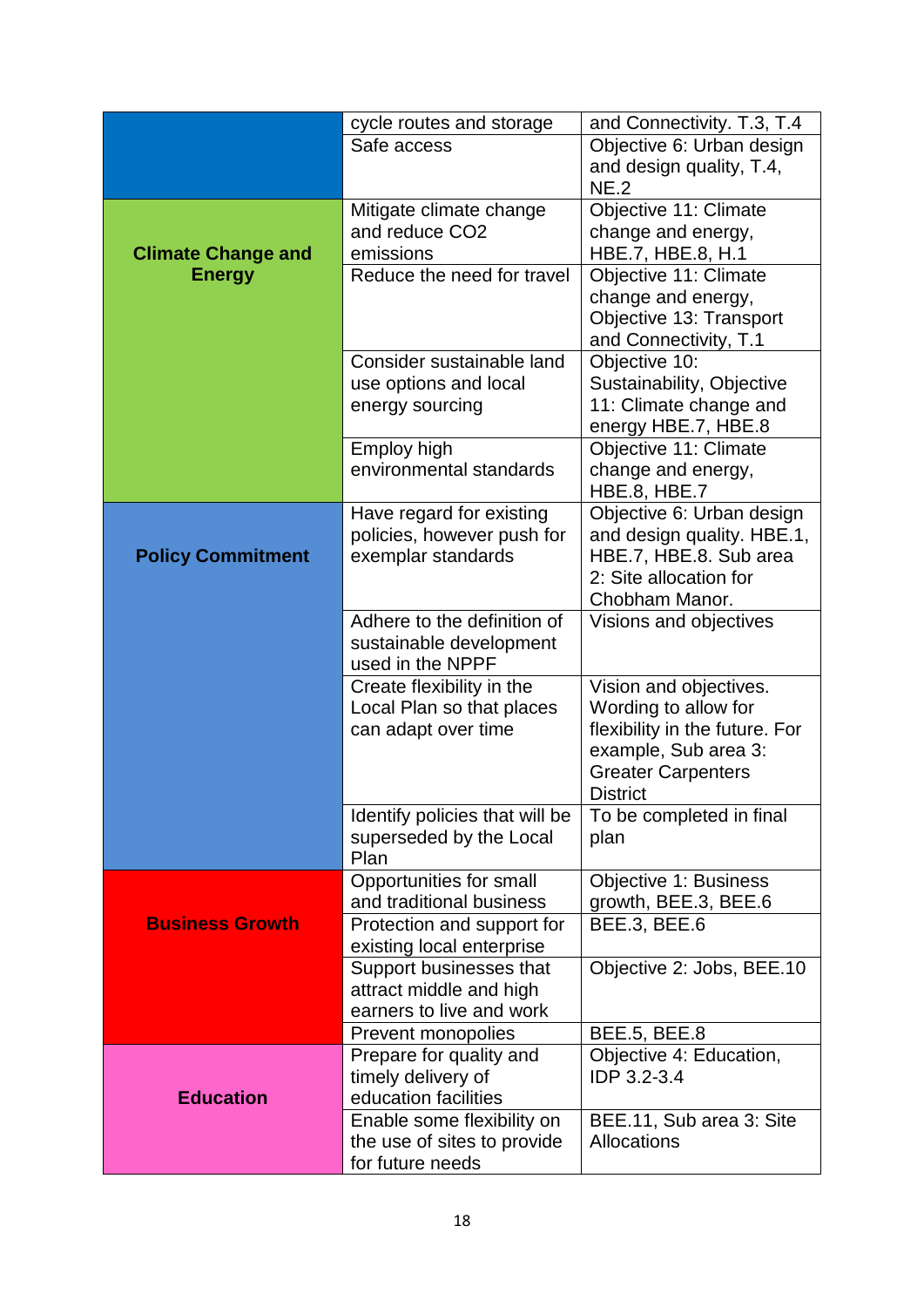| | | |
|---|---|---|
| | cycle routes and storage | and Connectivity. T.3, T.4 |
| | Safe access | Objective 6: Urban design and design quality, T.4, NE.2 |
| **Climate Change and Energy** | Mitigate climate change and reduce CO2 emissions | Objective 11: Climate change and energy, HBE.7, HBE.8, H.1 |
| | Reduce the need for travel | Objective 11: Climate change and energy, Objective 13: Transport and Connectivity, T.1 |
| | Consider sustainable land use options and local energy sourcing | Objective 10: Sustainability, Objective 11: Climate change and energy HBE.7, HBE.8 |
| | Employ high environmental standards | Objective 11: Climate change and energy, HBE.8, HBE.7 |
| **Policy Commitment** | Have regard for existing policies, however push for exemplar standards | Objective 6: Urban design and design quality. HBE.1, HBE.7, HBE.8. Sub area 2: Site allocation for Chobham Manor. |
| | Adhere to the definition of sustainable development used in the NPPF | Visions and objectives |
| | Create flexibility in the Local Plan so that places can adapt over time | Vision and objectives. Wording to allow for flexibility in the future. For example, Sub area 3: Greater Carpenters District |
| | Identify policies that will be superseded by the Local Plan | To be completed in final plan |
| **Business Growth** | Opportunities for small and traditional business | Objective 1: Business growth, BEE.3, BEE.6 |
| | Protection and support for existing local enterprise | BEE.3, BEE.6 |
| | Support businesses that attract middle and high earners to live and work | Objective 2: Jobs, BEE.10 |
| | Prevent monopolies | BEE.5, BEE.8 |
| **Education** | Prepare for quality and timely delivery of education facilities | Objective 4: Education, IDP 3.2-3.4 |
| | Enable some flexibility on the use of sites to provide for future needs | BEE.11, Sub area 3: Site Allocations |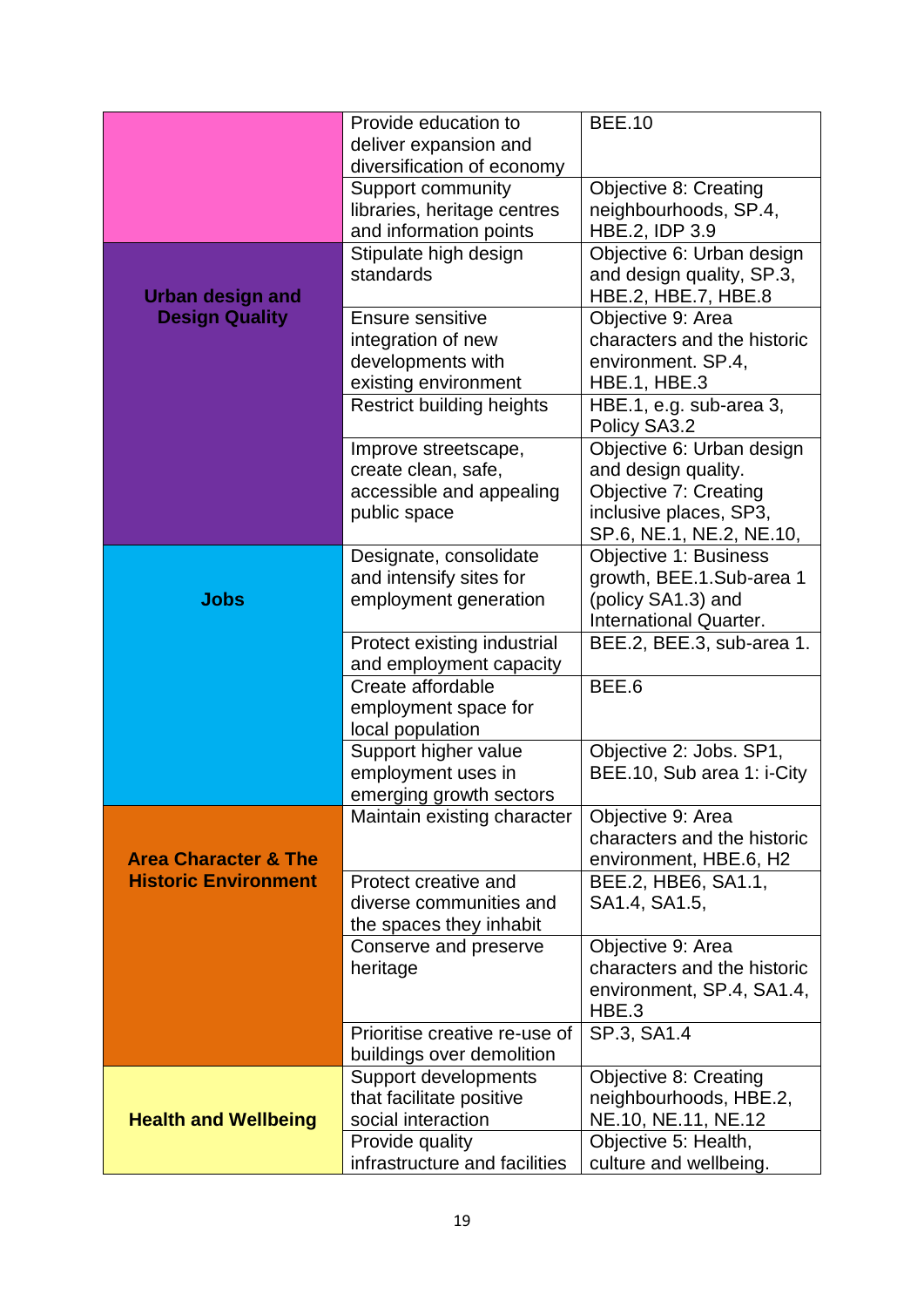| | | |
|---|---|---|
| | Provide education to deliver expansion and diversification of economy | BEE.10 |
| | Support community libraries, heritage centres and information points | Objective 8: Creating neighbourhoods, SP.4, HBE.2, IDP 3.9 |
| **Urban design and Design Quality** | Stipulate high design standards | Objective 6: Urban design and design quality, SP.3, HBE.2, HBE.7, HBE.8 |
| | Ensure sensitive integration of new developments with existing environment | Objective 9: Area characters and the historic environment. SP.4, HBE.1, HBE.3 |
| | Restrict building heights | HBE.1, e.g. sub-area 3, Policy SA3.2 |
| | Improve streetscape, create clean, safe, accessible and appealing public space | Objective 6: Urban design and design quality. Objective 7: Creating inclusive places, SP3, SP.6, NE.1, NE.2, NE.10, |
| **Jobs** | Designate, consolidate and intensify sites for employment generation | Objective 1: Business growth, BEE.1.Sub-area 1 (policy SA1.3) and International Quarter. |
| | Protect existing industrial and employment capacity | BEE.2, BEE.3, sub-area 1. |
| | Create affordable employment space for local population | BEE.6 |
| | Support higher value employment uses in emerging growth sectors | Objective 2: Jobs. SP1, BEE.10, Sub area 1: i-City |
| **Area Character & The Historic Environment** | Maintain existing character | Objective 9: Area characters and the historic environment, HBE.6, H2 |
| | Protect creative and diverse communities and the spaces they inhabit | BEE.2, HBE6, SA1.1, SA1.4, SA1.5, |
| | Conserve and preserve heritage | Objective 9: Area characters and the historic environment, SP.4, SA1.4, HBE.3 |
| | Prioritise creative re-use of buildings over demolition | SP.3, SA1.4 |
| **Health and Wellbeing** | Support developments that facilitate positive social interaction | Objective 8: Creating neighbourhoods, HBE.2, NE.10, NE.11, NE.12 |
| | Provide quality infrastructure and facilities | Objective 5: Health, culture and wellbeing. |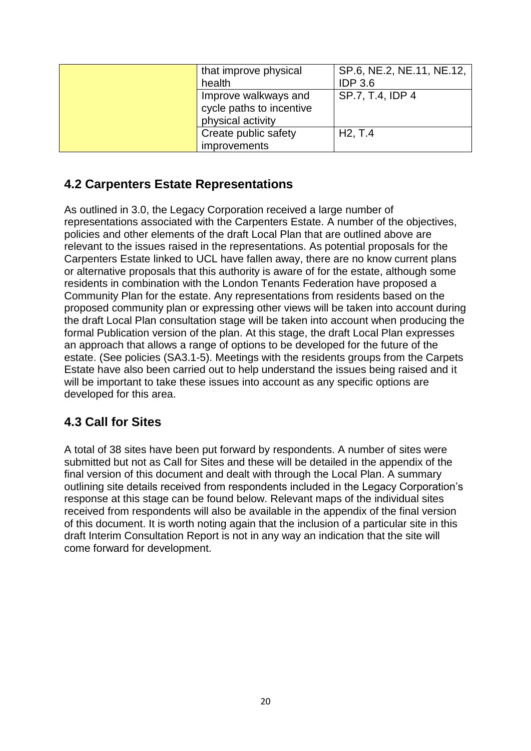| | | |
|---|---|---|
| | that improve physical health | SP.6, NE.2, NE.11, NE.12, IDP 3.6 |
| | Improve walkways and cycle paths to incentive physical activity | SP.7, T.4, IDP 4 |
| | Create public safety improvements | H2, T.4 |

## 4.2 Carpenters Estate Representations

As outlined in 3.0, the Legacy Corporation received a large number of representations associated with the Carpenters Estate. A number of the objectives, policies and other elements of the draft Local Plan that are outlined above are relevant to the issues raised in the representations. As potential proposals for the Carpenters Estate linked to UCL have fallen away, there are no know current plans or alternative proposals that this authority is aware of for the estate, although some residents in combination with the London Tenants Federation have proposed a Community Plan for the estate. Any representations from residents based on the proposed community plan or expressing other views will be taken into account during the draft Local Plan consultation stage will be taken into account when producing the formal Publication version of the plan. At this stage, the draft Local Plan expresses an approach that allows a range of options to be developed for the future of the estate. (See policies (SA3.1-5). Meetings with the residents groups from the Carpets Estate have also been carried out to help understand the issues being raised and it will be important to take these issues into account as any specific options are developed for this area.

## 4.3 Call for Sites

A total of 38 sites have been put forward by respondents. A number of sites were submitted but not as Call for Sites and these will be detailed in the appendix of the final version of this document and dealt with through the Local Plan. A summary outlining site details received from respondents included in the Legacy Corporation's response at this stage can be found below. Relevant maps of the individual sites received from respondents will also be available in the appendix of the final version of this document. It is worth noting again that the inclusion of a particular site in this draft Interim Consultation Report is not in any way an indication that the site will come forward for development.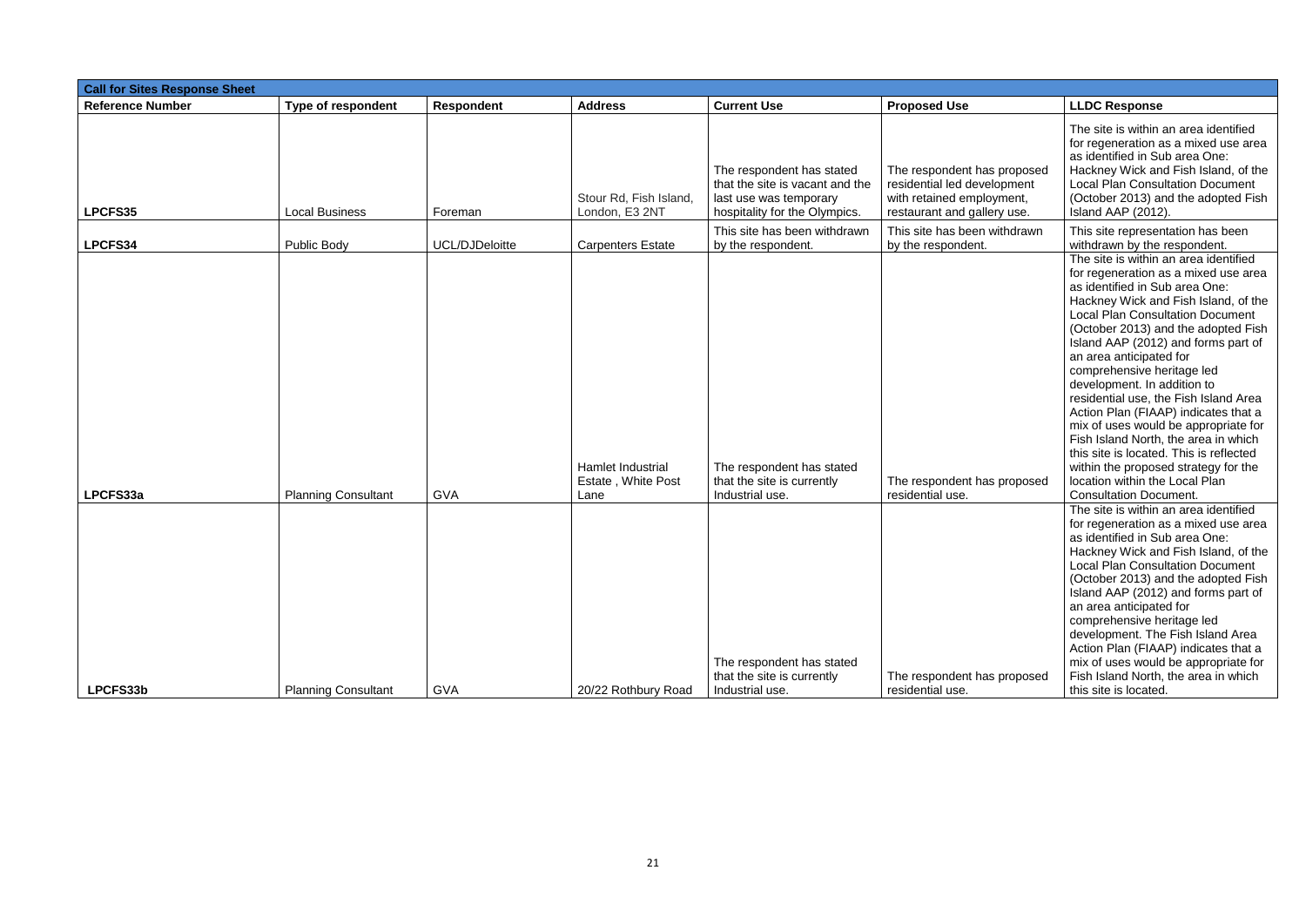| Call for Sites Response Sheet | | | | | | |
|---|---|---|---|---|---|---|
| **Reference Number** | **Type of respondent** | **Respondent** | **Address** | **Current Use** | **Proposed Use** | **LLDC Response** |
| **LPCFS35** | Local Business | Foreman | Stour Rd, Fish Island, London, E3 2NT | The respondent has stated that the site is vacant and the last use was temporary hospitality for the Olympics. | The respondent has proposed residential led development with retained employment, restaurant and gallery use. | The site is within an area identified for regeneration as a mixed use area as identified in Sub area One: Hackney Wick and Fish Island, of the Local Plan Consultation Document (October 2013) and the adopted Fish Island AAP (2012). |
| **LPCFS34** | Public Body | UCL/DJDeloitte | Carpenters Estate | This site has been withdrawn by the respondent. | This site has been withdrawn by the respondent. | This site representation has been withdrawn by the respondent. |
| **LPCFS33a** | Planning Consultant | GVA | Hamlet Industrial Estate , White Post Lane | The respondent has stated that the site is currently Industrial use. | The respondent has proposed residential use. | The site is within an area identified for regeneration as a mixed use area as identified in Sub area One: Hackney Wick and Fish Island, of the Local Plan Consultation Document (October 2013) and the adopted Fish Island AAP (2012) and forms part of an area anticipated for comprehensive heritage led development. In addition to residential use, the Fish Island Area Action Plan (FIAAP) indicates that a mix of uses would be appropriate for Fish Island North, the area in which this site is located. This is reflected within the proposed strategy for the location within the Local Plan Consultation Document. |
| **LPCFS33b** | Planning Consultant | GVA | 20/22 Rothbury Road | The respondent has stated that the site is currently Industrial use. | The respondent has proposed residential use. | The site is within an area identified for regeneration as a mixed use area as identified in Sub area One: Hackney Wick and Fish Island, of the Local Plan Consultation Document (October 2013) and the adopted Fish Island AAP (2012) and forms part of an area anticipated for comprehensive heritage led development. The Fish Island Area Action Plan (FIAAP) indicates that a mix of uses would be appropriate for Fish Island North, the area in which this site is located. |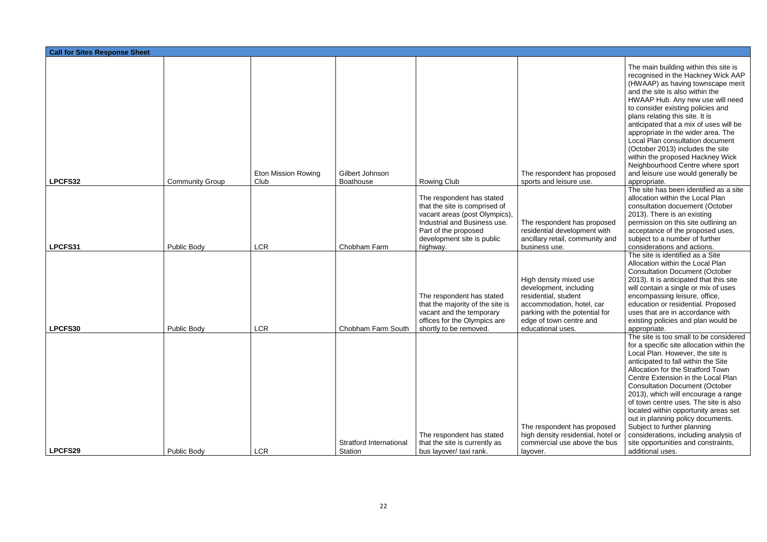| Call for Sites Response Sheet | | | | | | |
|---|---|---|---|---|---|---|
| LPCFS32 | Community Group | Eton Mission Rowing Club | Gilbert Johnson Boathouse | Rowing Club | The respondent has proposed sports and leisure use. | The main building within this site is recognised in the Hackney Wick AAP (HWAAP) as having townscape merit and the site is also within the HWAAP Hub. Any new use will need to consider existing policies and plans relating this site. It is anticipated that a mix of uses will be appropriate in the wider area. The Local Plan consultation document (October 2013) includes the site within the proposed Hackney Wick Neighbourhood Centre where sport and leisure use would generally be appropriate. |
| LPCFS31 | Public Body | LCR | Chobham Farm | The respondent has stated that the site is comprised of vacant areas (post Olympics), Industrial and Business use. Part of the proposed development site is public highway. | The respondent has proposed residential development with ancillary retail, community and business use. | The site has been identified as a site allocation within the Local Plan consultation docuement (October 2013). There is an existing permission on this site outlining an acceptance of the proposed uses, subject to a number of further considerations and actions. |
| LPCFS30 | Public Body | LCR | Chobham Farm South | The respondent has stated that the majority of the site is vacant and the temporary offices for the Olympics are shortly to be removed. | High density mixed use development, including residential, student accommodation, hotel, car parking with the potential for edge of town centre and educational uses. | The site is identified as a Site Allocation within the Local Plan Consultation Document (October 2013). It is anticipated that this site will contain a single or mix of uses encompassing leisure, office, education or residential. Proposed uses that are in accordance with existing policies and plan would be appropriate. |
| LPCFS29 | Public Body | LCR | Stratford International Station | The respondent has stated that the site is currently as bus layover/ taxi rank. | The respondent has proposed high density residential, hotel or commercial use above the bus layover. | The site is too small to be considered for a specific site allocation within the Local Plan. However, the site is anticipated to fall within the Site Allocation for the Stratford Town Centre Extension in the Local Plan Consultation Document (October 2013), which will encourage a range of town centre uses. The site is also located within opportunity areas set out in planning policy documents. Subject to further planning considerations, including analysis of site opportunities and constraints, additional uses. |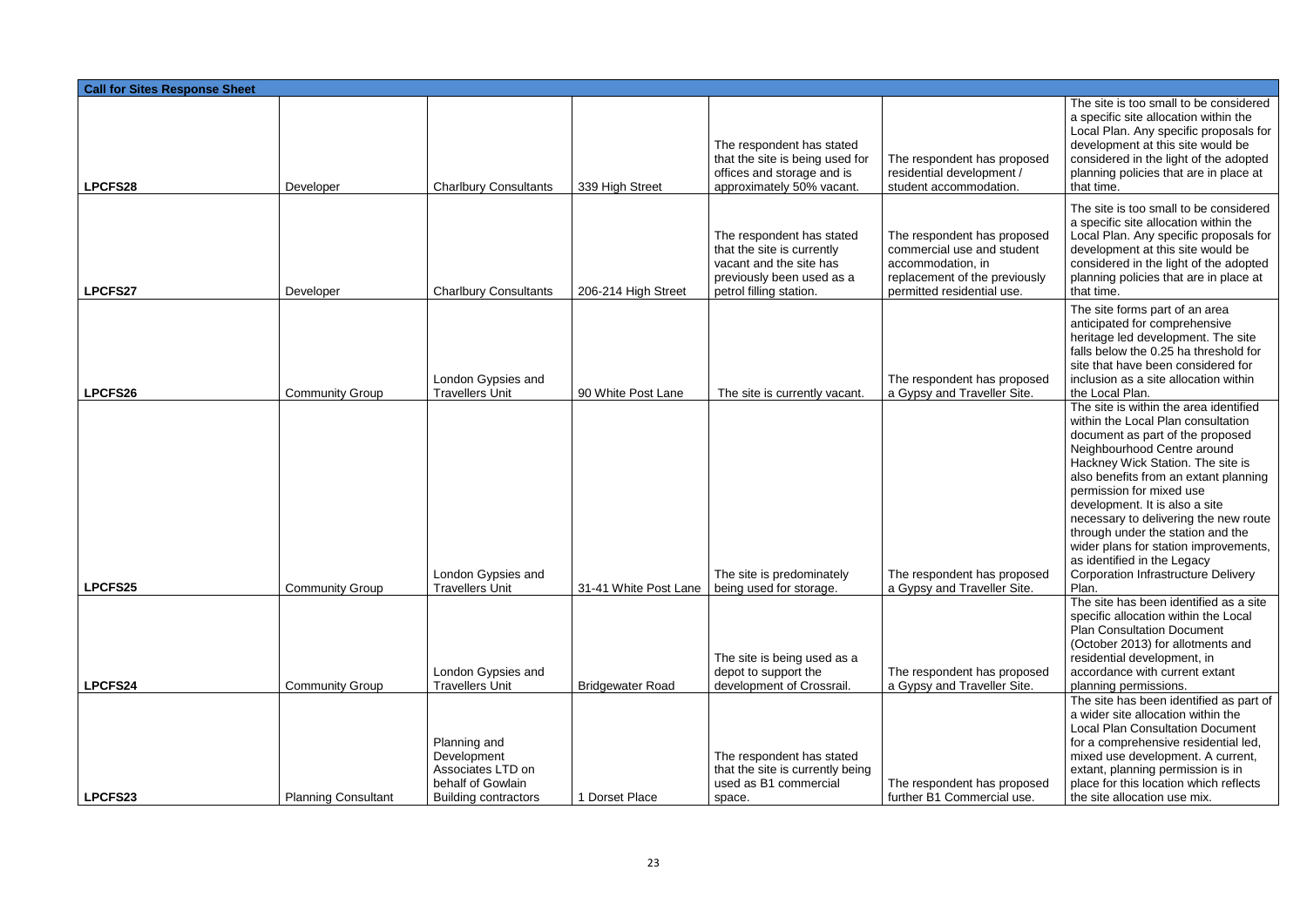| Call for Sites Response Sheet | | | | | | |
|---|---|---|---|---|---|---|
| LPCFS28 | Developer | Charlbury Consultants | 339 High Street | The respondent has stated that the site is being used for offices and storage and is approximately 50% vacant. | The respondent has proposed residential development / student accommodation. | The site is too small to be considered a specific site allocation within the Local Plan. Any specific proposals for development at this site would be considered in the light of the adopted planning policies that are in place at that time. |
| LPCFS27 | Developer | Charlbury Consultants | 206-214 High Street | The respondent has stated that the site is currently vacant and the site has previously been used as a petrol filling station. | The respondent has proposed commercial use and student accommodation, in replacement of the previously permitted residential use. | The site is too small to be considered a specific site allocation within the Local Plan. Any specific proposals for development at this site would be considered in the light of the adopted planning policies that are in place at that time. |
| LPCFS26 | Community Group | London Gypsies and Travellers Unit | 90 White Post Lane | The site is currently vacant. | The respondent has proposed a Gypsy and Traveller Site. | The site forms part of an area anticipated for comprehensive heritage led development. The site falls below the 0.25 ha threshold for site that have been considered for inclusion as a site allocation within the Local Plan. |
| LPCFS25 | Community Group | London Gypsies and Travellers Unit | 31-41 White Post Lane | The site is predominately being used for storage. | The respondent has proposed a Gypsy and Traveller Site. | The site is within the area identified within the Local Plan consultation document as part of the proposed Neighbourhood Centre around Hackney Wick Station. The site is also benefits from an extant planning permission for mixed use development. It is also a site necessary to delivering the new route through under the station and the wider plans for station improvements, as identified in the Legacy Corporation Infrastructure Delivery Plan. |
| LPCFS24 | Community Group | London Gypsies and Travellers Unit | Bridgewater Road | The site is being used as a depot to support the development of Crossrail. | The respondent has proposed a Gypsy and Traveller Site. | The site has been identified as a site specific allocation within the Local Plan Consultation Document (October 2013) for allotments and residential development, in accordance with current extant planning permissions. |
| LPCFS23 | Planning Consultant | Planning and Development Associates LTD on behalf of Gowlain Building contractors | 1 Dorset Place | The respondent has stated that the site is currently being used as B1 commercial space. | The respondent has proposed further B1 Commercial use. | The site has been identified as part of a wider site allocation within the Local Plan Consultation Document for a comprehensive residential led, mixed use development. A current, extant, planning permission is in place for this location which reflects the site allocation use mix. |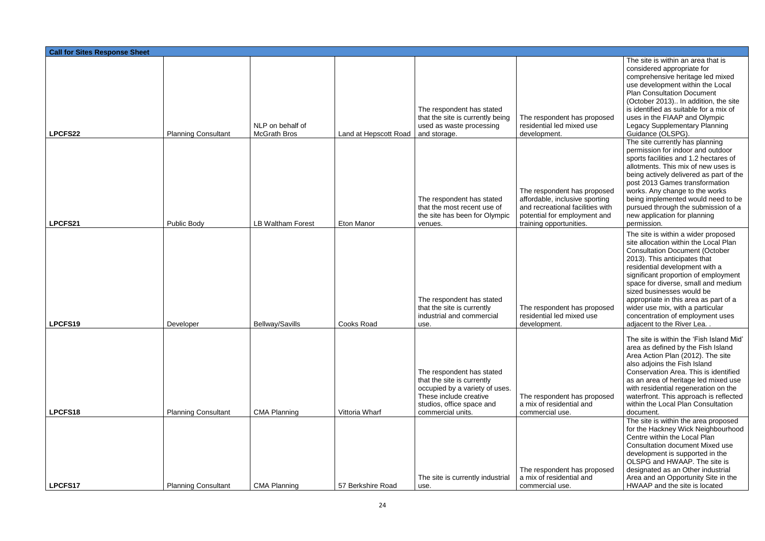| Call for Sites Response Sheet | | | | | | |
|---|---|---|---|---|---|---|
| LPCFS22 | Planning Consultant | NLP on behalf of McGrath Bros | Land at Hepscott Road | The respondent has stated that the site is currently being used as waste processing and storage. | The respondent has proposed residential led mixed use development. | The site is within an area that is considered appropriate for comprehensive heritage led mixed use development within the Local Plan Consultation Document (October 2013).. In addition, the site is identified as suitable for a mix of uses in the FIAAP and Olympic Legacy Supplementary Planning Guidance (OLSPG). |
| LPCFS21 | Public Body | LB Waltham Forest | Eton Manor | The respondent has stated that the most recent use of the site has been for Olympic venues. | The respondent has proposed affordable, inclusive sporting and recreational facilities with potential for employment and training opportunities. | The site currently has planning permission for indoor and outdoor sports facilities and 1.2 hectares of allotments. This mix of new uses is being actively delivered as part of the post 2013 Games transformation works. Any change to the works being implemented would need to be pursued through the submission of a new application for planning permission. |
| LPCFS19 | Developer | Bellway/Savills | Cooks Road | The respondent has stated that the site is currently industrial and commercial use. | The respondent has proposed residential led mixed use development. | The site is within a wider proposed site allocation within the Local Plan Consultation Document (October 2013). This anticipates that residential development with a significant proportion of employment space for diverse, small and medium sized businesses would be appropriate in this area as part of a wider use mix, with a particular concentration of employment uses adjacent to the River Lea. . |
| LPCFS18 | Planning Consultant | CMA Planning | Vittoria Wharf | The respondent has stated that the site is currently occupied by a variety of uses. These include creative studios, office space and commercial units. | The respondent has proposed a mix of residential and commercial use. | The site is within the 'Fish Island Mid' area as defined by the Fish Island Area Action Plan (2012). The site also adjoins the Fish Island Conservation Area. This is identified as an area of heritage led mixed use with residential regeneration on the waterfront. This approach is reflected within the Local Plan Consultation document. |
| LPCFS17 | Planning Consultant | CMA Planning | 57 Berkshire Road | The site is currently industrial use. | The respondent has proposed a mix of residential and commercial use. | The site is within the area proposed for the Hackney Wick Neighbourhood Centre within the Local Plan Consultation document Mixed use development is supported in the OLSPG and HWAAP. The site is designated as an Other industrial Area and an Opportunity Site in the HWAAP and the site is located |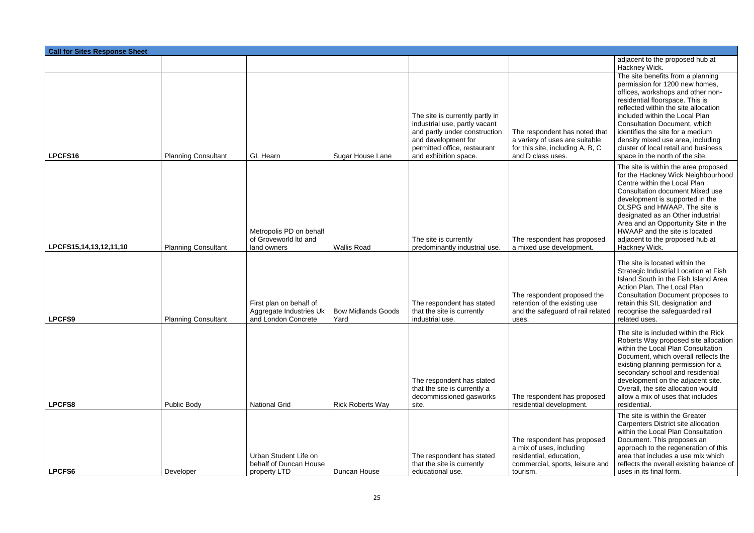| Call for Sites Response Sheet | | | | | | |
|---|---|---|---|---|---|---|
| | | | | | | adjacent to the proposed hub at Hackney Wick. |
| **LPCFS16** | Planning Consultant | GL Hearn | Sugar House Lane | The site is currently partly in industrial use, partly vacant and partly under construction and development for permitted office, restaurant and exhibition space. | The respondent has noted that a variety of uses are suitable for this site, including A, B, C and D class uses. | The site benefits from a planning permission for 1200 new homes, offices, workshops and other non-residential floorspace. This is reflected within the site allocation included within the Local Plan Consultation Document, which identifies the site for a medium density mixed use area, including cluster of local retail and business space in the north of the site. |
| **LPCFS15,14,13,12,11,10** | Planning Consultant | Metropolis PD on behalf of Groveworld ltd and land owners | Wallis Road | The site is currently predominantly industrial use. | The respondent has proposed a mixed use development. | The site is within the area proposed for the Hackney Wick Neighbourhood Centre within the Local Plan Consultation document Mixed use development is supported in the OLSPG and HWAAP. The site is designated as an Other industrial Area and an Opportunity Site in the HWAAP and the site is located adjacent to the proposed hub at Hackney Wick. |
| **LPCFS9** | Planning Consultant | First plan on behalf of Aggregate Industries Uk and London Concrete | Bow Midlands Goods Yard | The respondent has stated that the site is currently industrial use. | The respondent proposed the retention of the existing use and the safeguard of rail related uses. | The site is located within the Strategic Industrial Location at Fish Island South in the Fish Island Area Action Plan. The Local Plan Consultation Document proposes to retain this SIL designation and recognise the safeguarded rail related uses. |
| **LPCFS8** | Public Body | National Grid | Rick Roberts Way | The respondent has stated that the site is currently a decommissioned gasworks site. | The respondent has proposed residential development. | The site is included within the Rick Roberts Way proposed site allocation within the Local Plan Consultation Document, which overall reflects the existing planning permission for a secondary school and residential development on the adjacent site. Overall, the site allocation would allow a mix of uses that includes residential. |
| **LPCFS6** | Developer | Urban Student Life on behalf of Duncan House property LTD | Duncan House | The respondent has stated that the site is currently educational use. | The respondent has proposed a mix of uses, including residential, education, commercial, sports, leisure and tourism. | The site is within the Greater Carpenters District site allocation within the Local Plan Consultation Document. This proposes an approach to the regeneration of this area that includes a use mix which reflects the overall existing balance of uses in its final form. |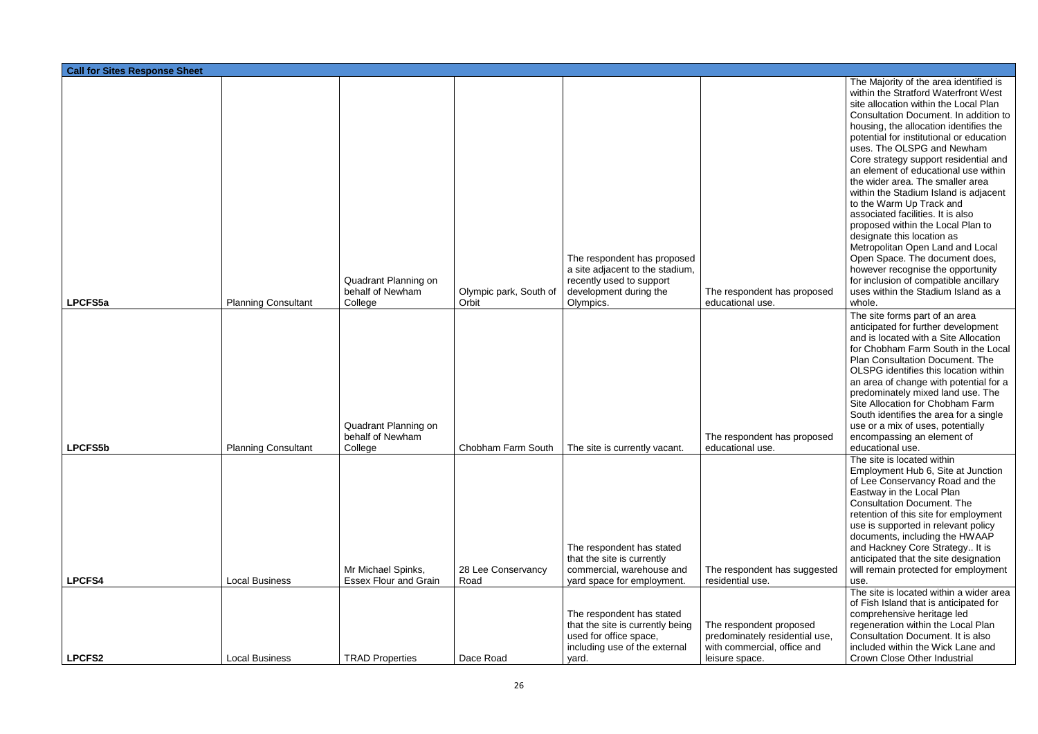**Call for Sites Response Sheet**

| | | | | | | |
|---|---|---|---|---|---|---|
| LPCFS5a | Planning Consultant | Quadrant Planning on behalf of Newham College | Olympic park, South of Orbit | The respondent has proposed a site adjacent to the stadium, recently used to support development during the Olympics. | The respondent has proposed educational use. | The Majority of the area identified is within the Stratford Waterfront West site allocation within the Local Plan Consultation Document. In addition to housing, the allocation identifies the potential for institutional or education uses. The OLSPG and Newham Core strategy support residential and an element of educational use within the wider area. The smaller area within the Stadium Island is adjacent to the Warm Up Track and associated facilities. It is also proposed within the Local Plan to designate this location as Metropolitan Open Land and Local Open Space. The document does, however recognise the opportunity for inclusion of compatible ancillary uses within the Stadium Island as a whole. |
| LPCFS5b | Planning Consultant | Quadrant Planning on behalf of Newham College | Chobham Farm South | The site is currently vacant. | The respondent has proposed educational use. | The site forms part of an area anticipated for further development and is located with a Site Allocation for Chobham Farm South in the Local Plan Consultation Document. The OLSPG identifies this location within an area of change with potential for a predominately mixed land use. The Site Allocation for Chobham Farm South identifies the area for a single use or a mix of uses, potentially encompassing an element of educational use. |
| LPCFS4 | Local Business | Mr Michael Spinks, Essex Flour and Grain | 28 Lee Conservancy Road | The respondent has stated that the site is currently commercial, warehouse and yard space for employment. | The respondent has suggested residential use. | The site is located within Employment Hub 6, Site at Junction of Lee Conservancy Road and the Eastway in the Local Plan Consultation Document. The retention of this site for employment use is supported in relevant policy documents, including the HWAAP and Hackney Core Strategy.. It is anticipated that the site designation will remain protected for employment use. |
| LPCFS2 | Local Business | TRAD Properties | Dace Road | The respondent has stated that the site is currently being used for office space, including use of the external yard. | The respondent proposed predominately residential use, with commercial, office and leisure space. | The site is located within a wider area of Fish Island that is anticipated for comprehensive heritage led regeneration within the Local Plan Consultation Document. It is also included within the Wick Lane and Crown Close Other Industrial |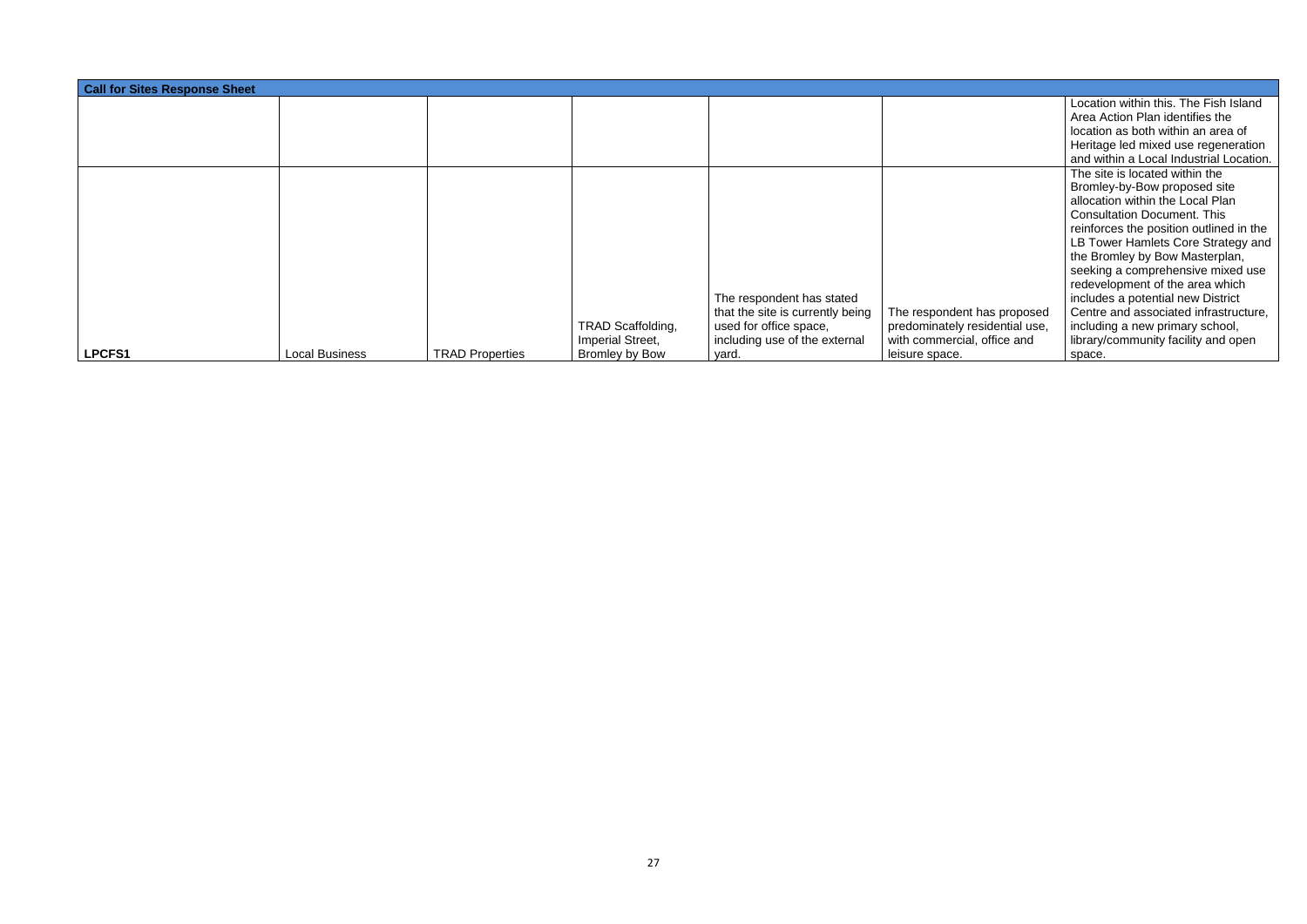**Call for Sites Response Sheet**

| | | | | | | |
|---|---|---|---|---|---|---|
| | | | | | | Location within this. The Fish Island Area Action Plan identifies the location as both within an area of Heritage led mixed use regeneration and within a Local Industrial Location. |
| **LPCFS1** | Local Business | TRAD Properties | TRAD Scaffolding, Imperial Street, Bromley by Bow | The respondent has stated that the site is currently being used for office space, including use of the external yard. | The respondent has proposed predominately residential use, with commercial, office and leisure space. | The site is located within the Bromley-by-Bow proposed site allocation within the Local Plan Consultation Document. This reinforces the position outlined in the LB Tower Hamlets Core Strategy and the Bromley by Bow Masterplan, seeking a comprehensive mixed use redevelopment of the area which includes a potential new District Centre and associated infrastructure, including a new primary school, library/community facility and open space. |